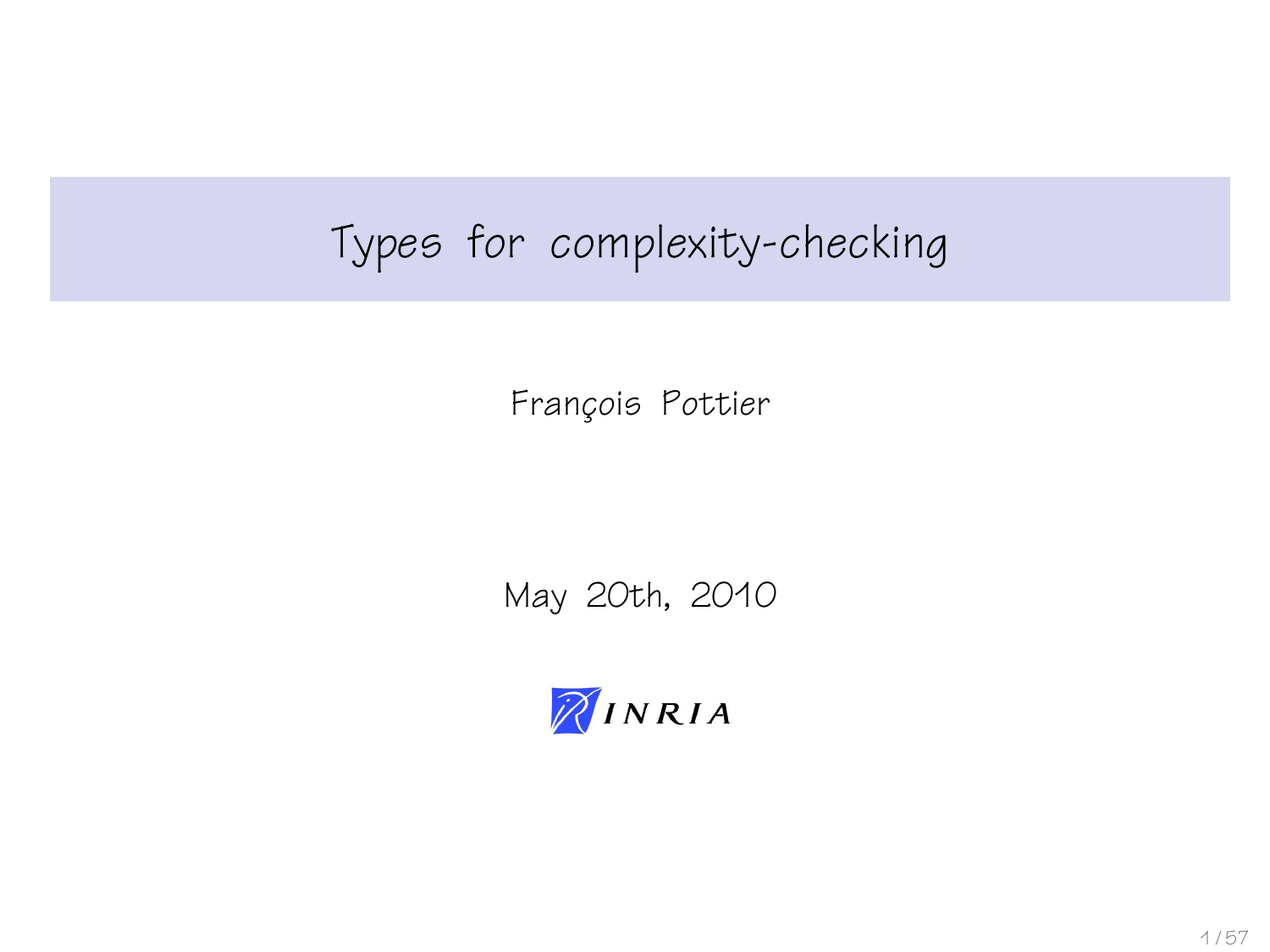# Types for complexity-checking

François Pottier

May 20th, 2010

INRIA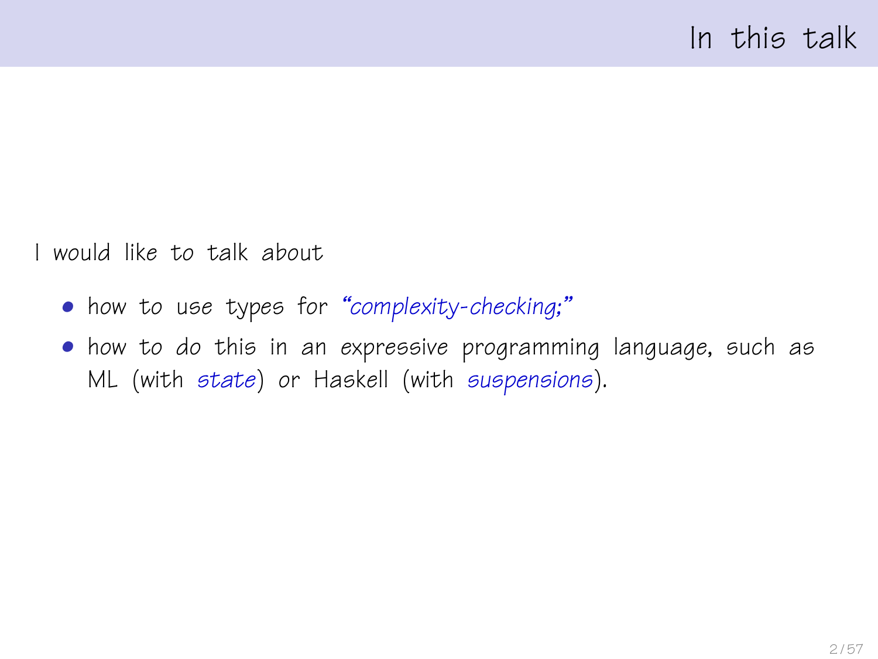## In this talk

I would like to talk about

- how to use types for *"complexity-checking;"*
- how to do this in an expressive programming language, such as ML (with *state*) or Haskell (with *suspensions*).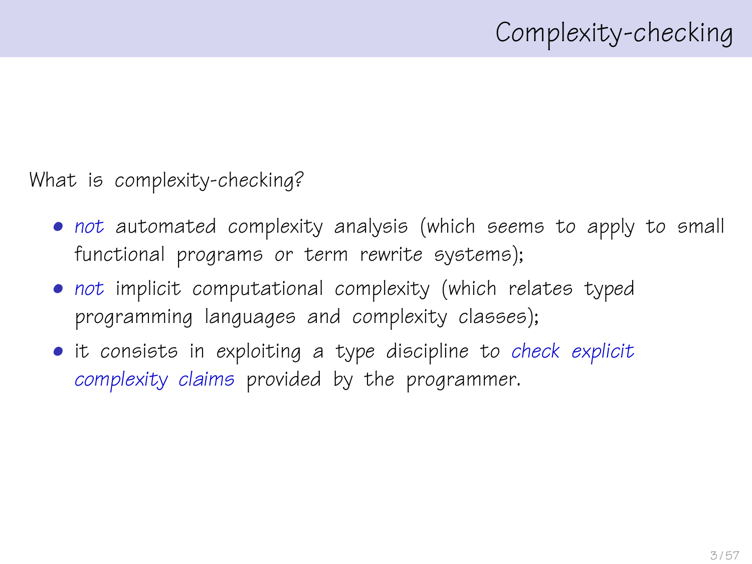# Complexity-checking

What is complexity-checking?

- *not* automated complexity analysis (which seems to apply to small functional programs or term rewrite systems);
- *not* implicit computational complexity (which relates typed programming languages and complexity classes);
- it consists in exploiting a type discipline to *check explicit complexity claims* provided by the programmer.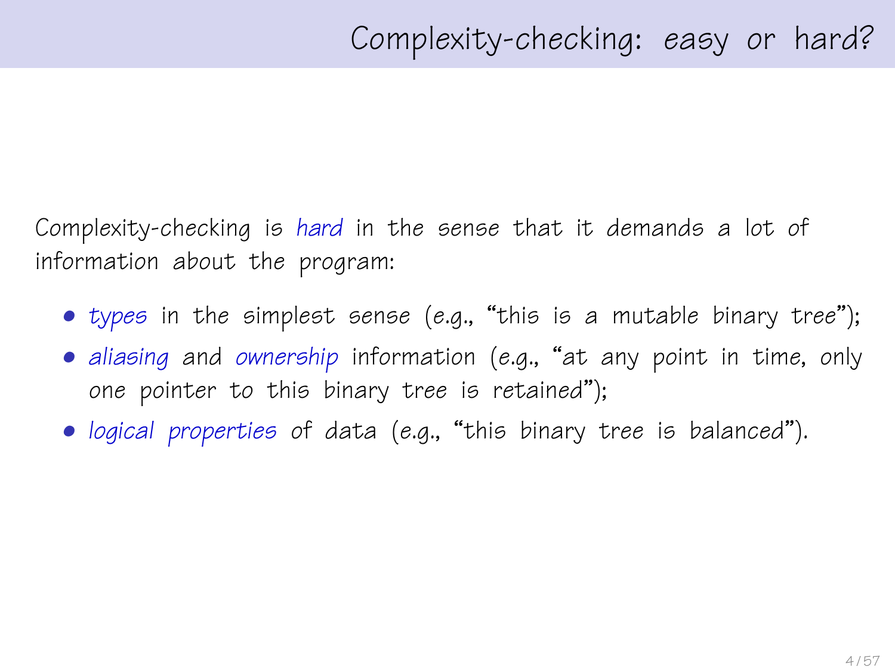# Complexity-checking: easy or hard?

Complexity-checking is *hard* in the sense that it demands a lot of information about the program:

- *types* in the simplest sense (*e.g.*, "this is a mutable binary tree");
- *aliasing* and *ownership* information (*e.g.*, "at any point in time, only one pointer to this binary tree is retained");
- *logical properties* of data (*e.g.*, "this binary tree is balanced").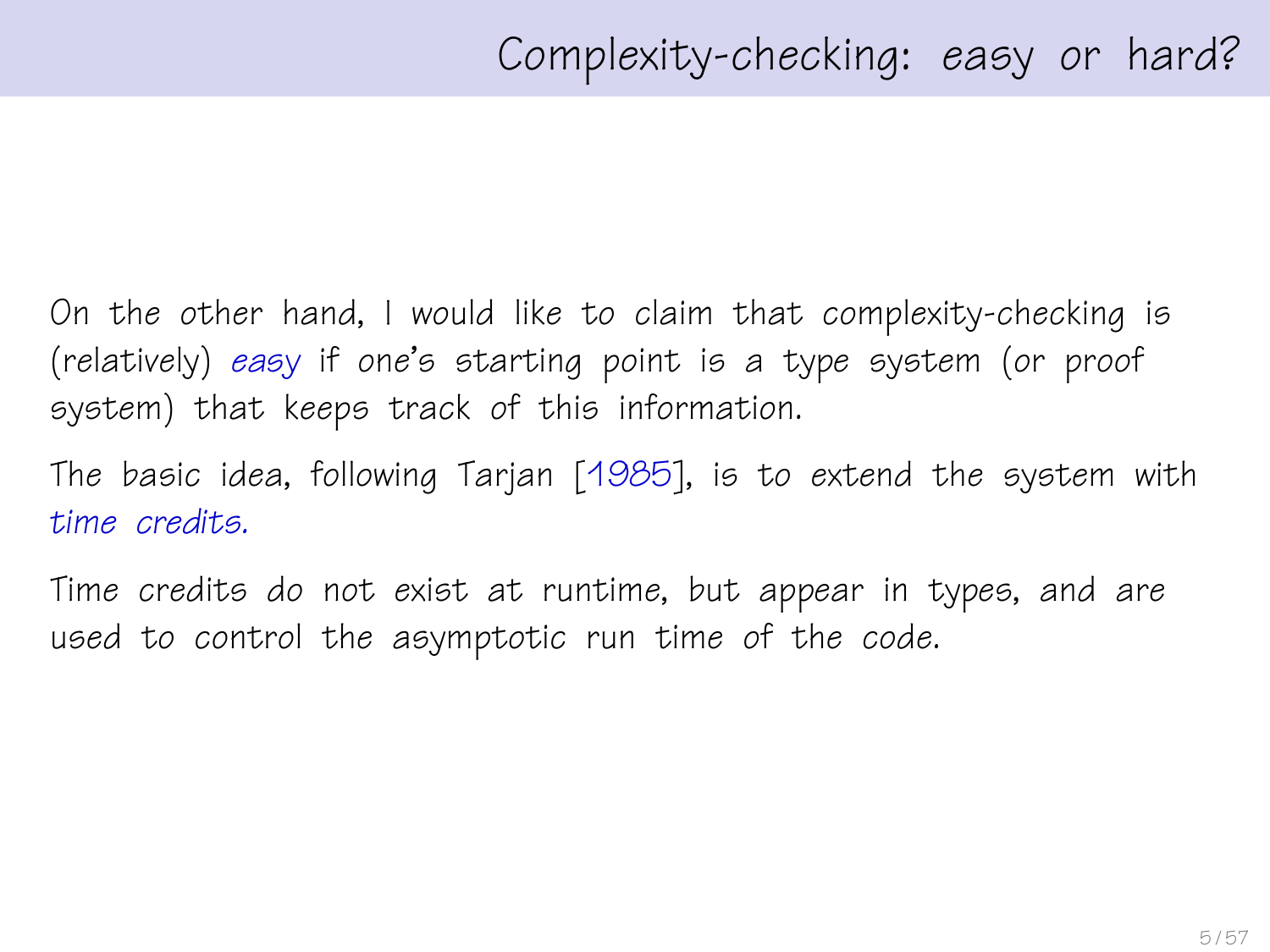# Complexity-checking: *easy* or *hard*?

On the other hand, I would like to claim that complexity-checking is (relatively) *easy* if one's starting point is a type system (or proof system) that keeps track of this information.

The basic idea, following Tarjan [1985], is to extend the system with *time credits*.

Time credits do not exist at runtime, but appear in types, and are used to control the asymptotic run time of the code.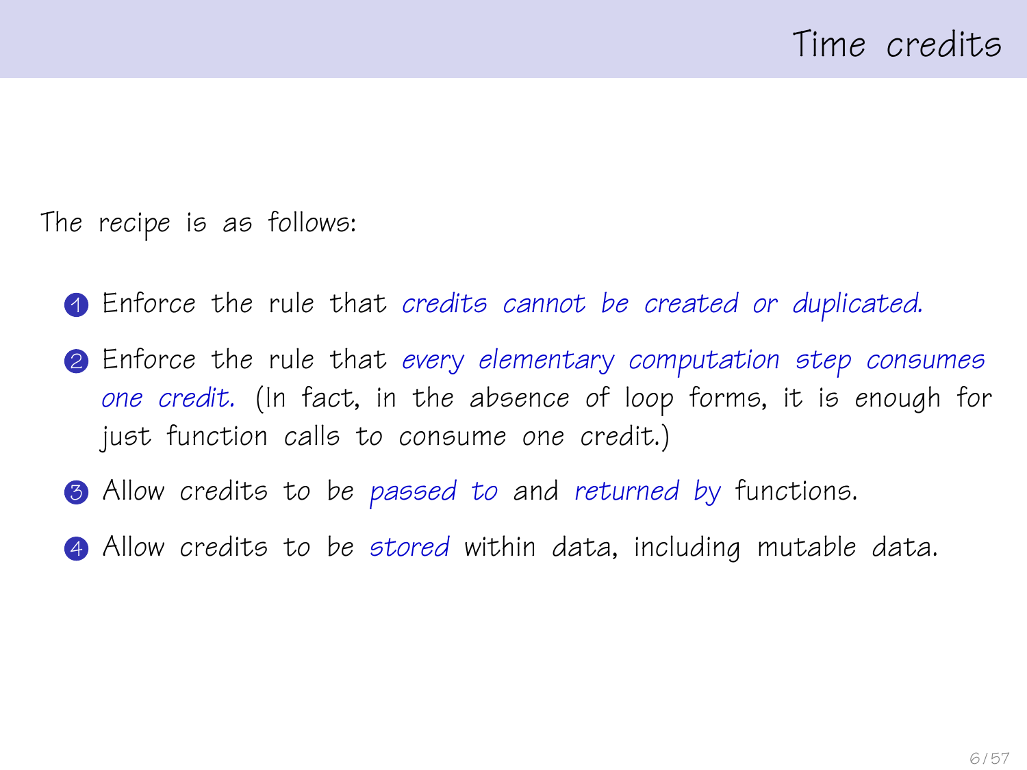# Time credits

The recipe is as follows:

1. Enforce the rule that *credits cannot be created or duplicated.*
2. Enforce the rule that *every elementary computation step consumes one credit.* (In fact, in the absence of loop forms, it is enough for just function calls to consume one credit.)
3. Allow credits to be *passed to* and *returned by* functions.
4. Allow credits to be *stored* within data, including mutable data.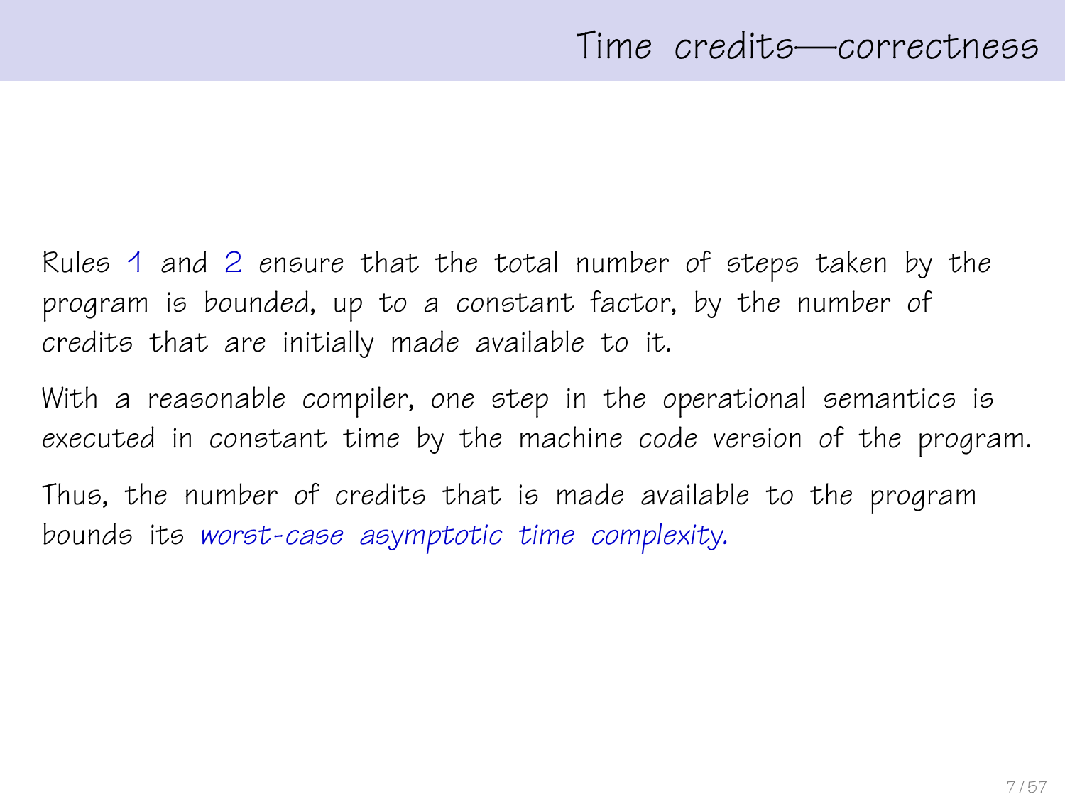# Time credits—correctness

Rules 1 and 2 ensure that the total number of steps taken by the program is bounded, up to a constant factor, by the number of credits that are initially made available to it.

With a reasonable compiler, *one step* in the *operational semantics* is *executed in constant time* by the *machine code version* of the program.

Thus, the number of credits that is made available to the program bounds its *worst-case asymptotic time complexity.*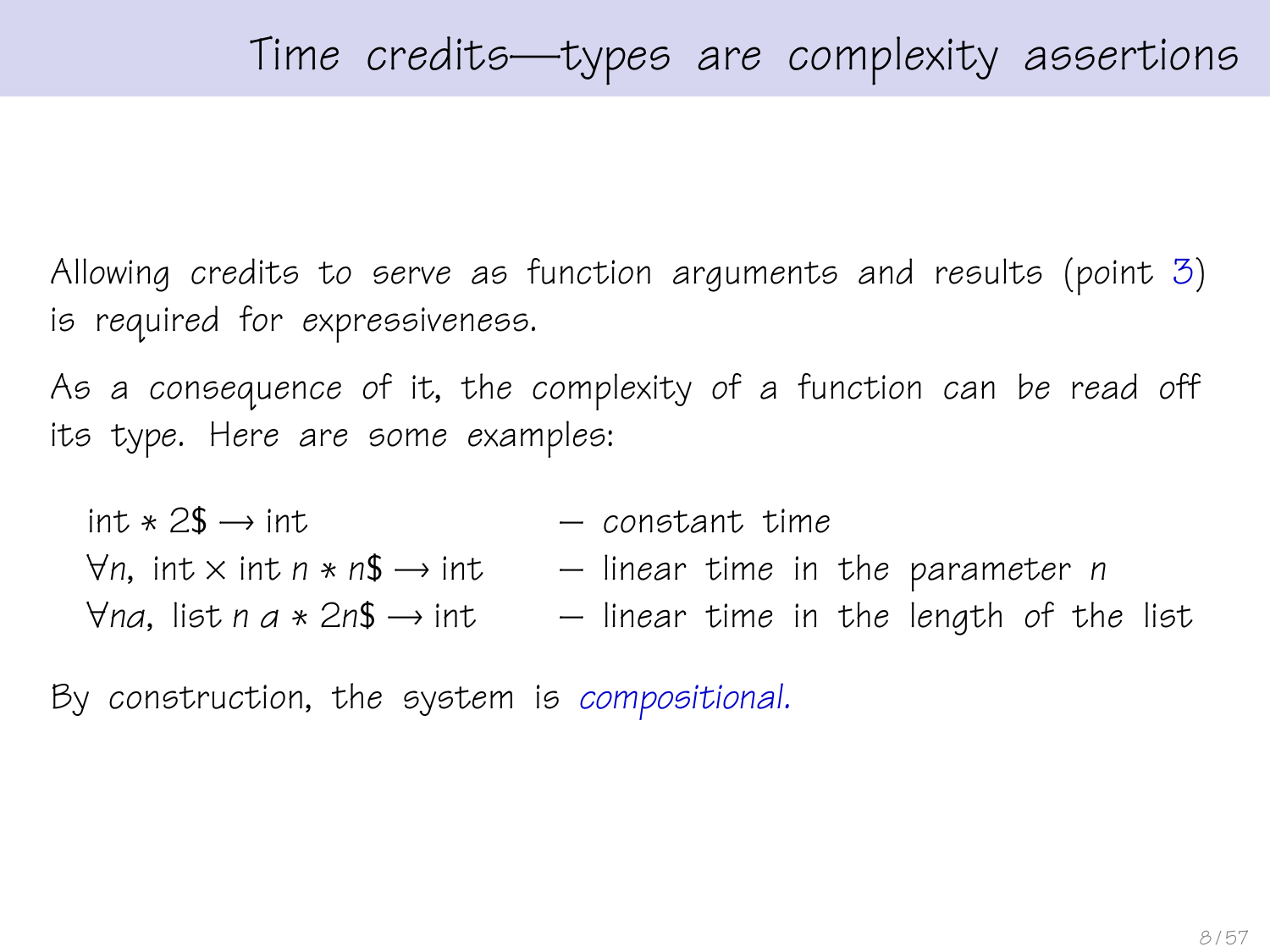# Time credits—types are complexity assertions

Allowing credits to serve as function arguments and results (point 3) is required for expressiveness.

As a consequence of it, the complexity of a function can be read off its type. Here are some examples:

| | |
|---|---|
| $\text{int} * 2\$ \longrightarrow \text{int}$ | – *constant time* |
| $\forall n,\ \text{int} \times \text{int}\ n * n\$ \longrightarrow \text{int}$ | – linear time in the parameter $n$ |
| $\forall n a,\ \text{list}\ n\ a * 2n\$ \longrightarrow \text{int}$ | – linear time in the length of the list |

By construction, the system is *compositional.*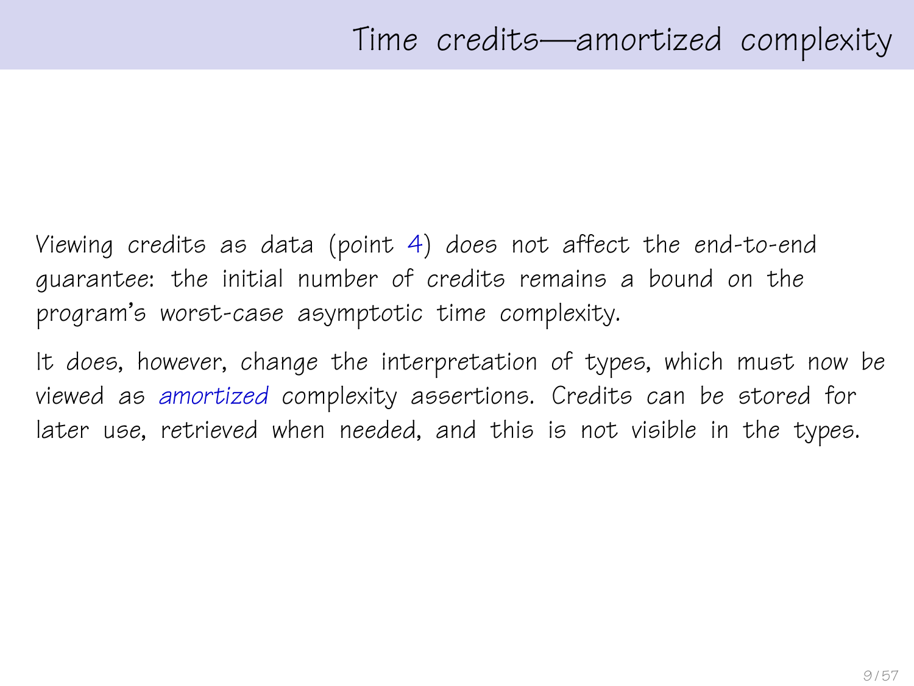# Time credits—amortized complexity

Viewing credits as data (point 4) does not affect the end-to-end guarantee: the initial number of credits remains a bound on the program's worst-case asymptotic time complexity.

It does, however, change the interpretation of types, which must now be viewed as *amortized* complexity assertions. Credits can be stored for later use, retrieved when needed, and this is not visible in the types.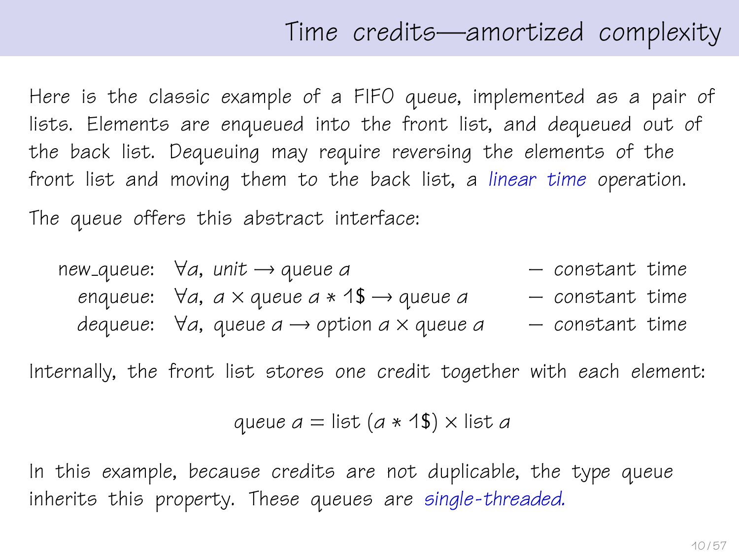# Time credits—amortized complexity

Here is the classic example of a FIFO queue, implemented as a pair of lists. Elements are enqueued into the front list, and dequeued out of the back list. Dequeuing may require reversing the elements of the front list and moving them to the back list, a *linear time* operation.

The queue offers this abstract interface:

| | | |
|---|---|---|
| new_queue: | $\forall a,\ \mathit{unit} \rightarrow \text{queue } a$ | – constant time |
| enqueue: | $\forall a,\ a \times \text{queue } a * 1\$ \rightarrow \text{queue } a$ | – constant time |
| dequeue: | $\forall a,\ \text{queue } a \rightarrow \text{option } a \times \text{queue } a$ | – constant time |

Internally, the front list stores one credit together with each element:

$$\text{queue } a = \text{list } (a * 1\$) \times \text{list } a$$

In this example, because credits are not duplicable, the type queue inherits this property. These queues are *single-threaded.*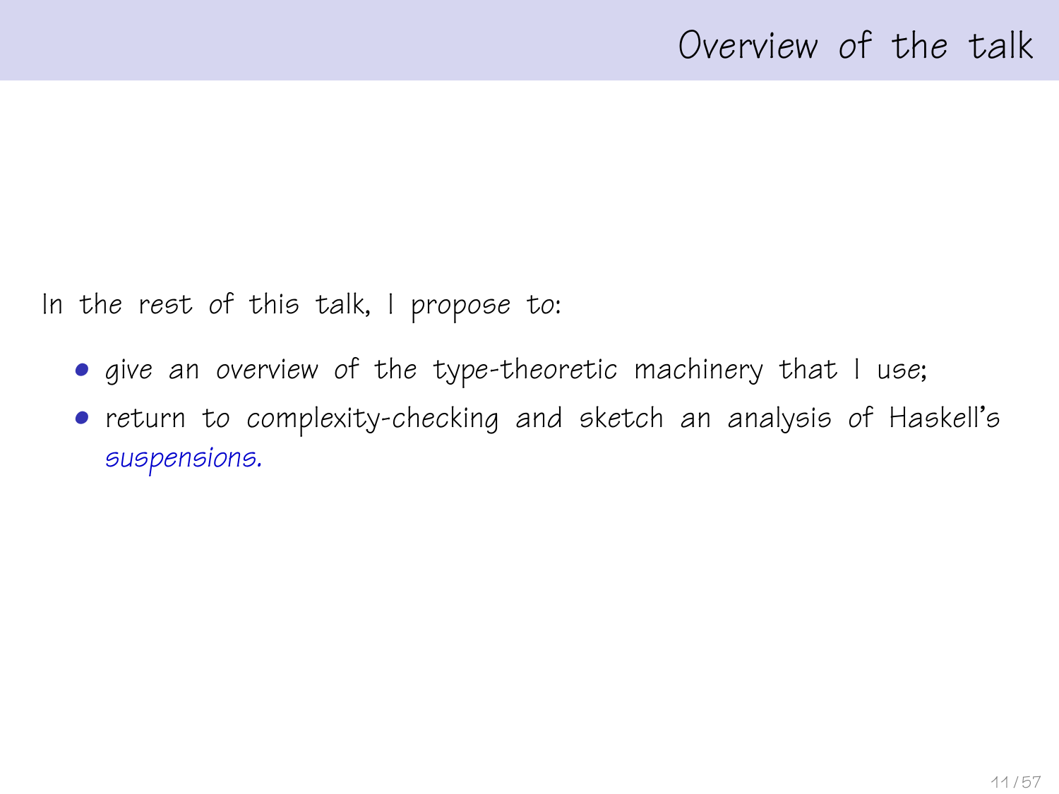## Overview of the talk

In the rest of this talk, I propose to:

- give an overview of the type-theoretic machinery that I use;
- return to complexity-checking and sketch an analysis of Haskell's *suspensions.*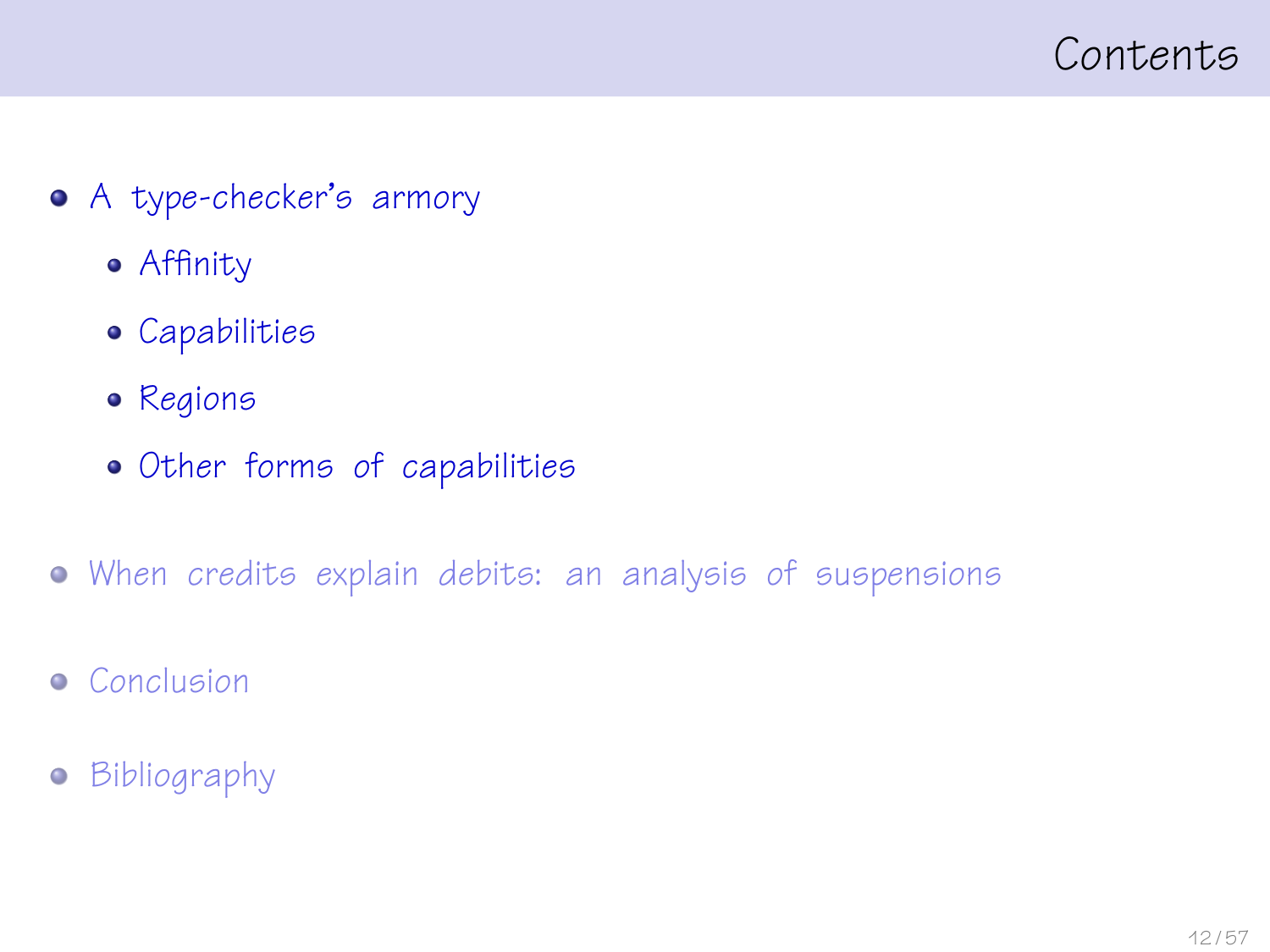# Contents

- A type-checker's armory
  - Affinity
  - Capabilities
  - Regions
  - Other forms of capabilities
- When credits explain debits: an analysis of suspensions
- Conclusion
- Bibliography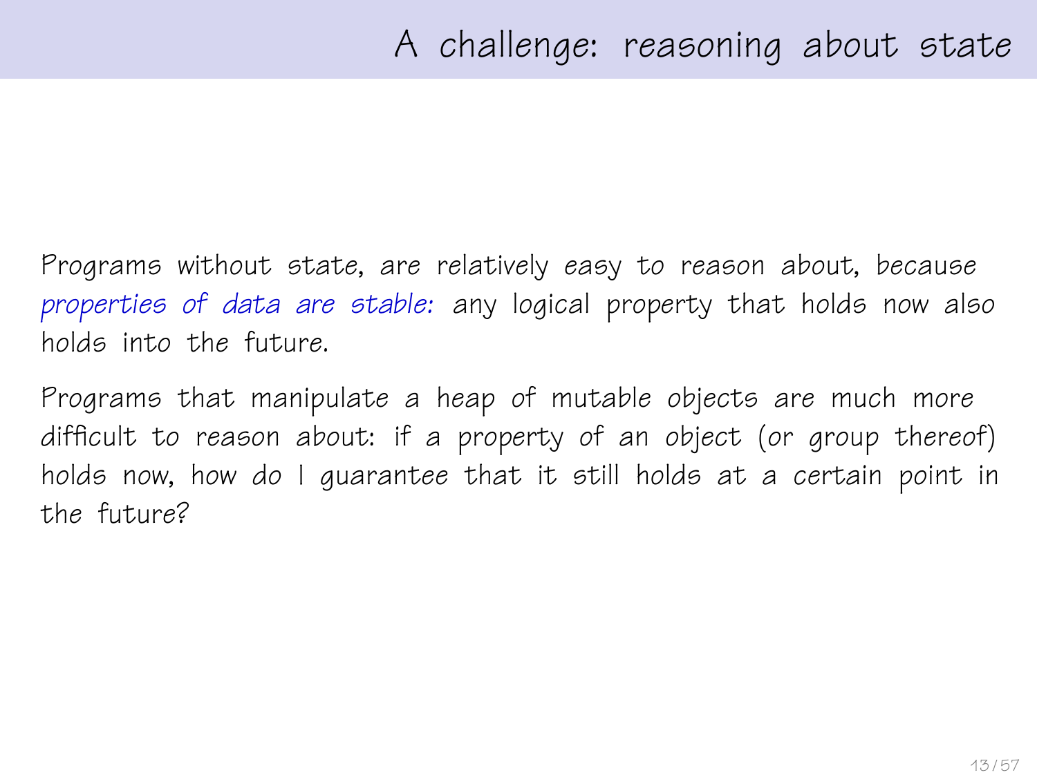# A challenge: reasoning about state

Programs without state, are relatively easy to reason about, because *properties of data are stable:* any logical property that holds now also holds into the future.

Programs that manipulate a heap of mutable objects are much more difficult to reason about: if a property of an object (or group thereof) holds now, how do I guarantee that it still holds at a certain point in the future?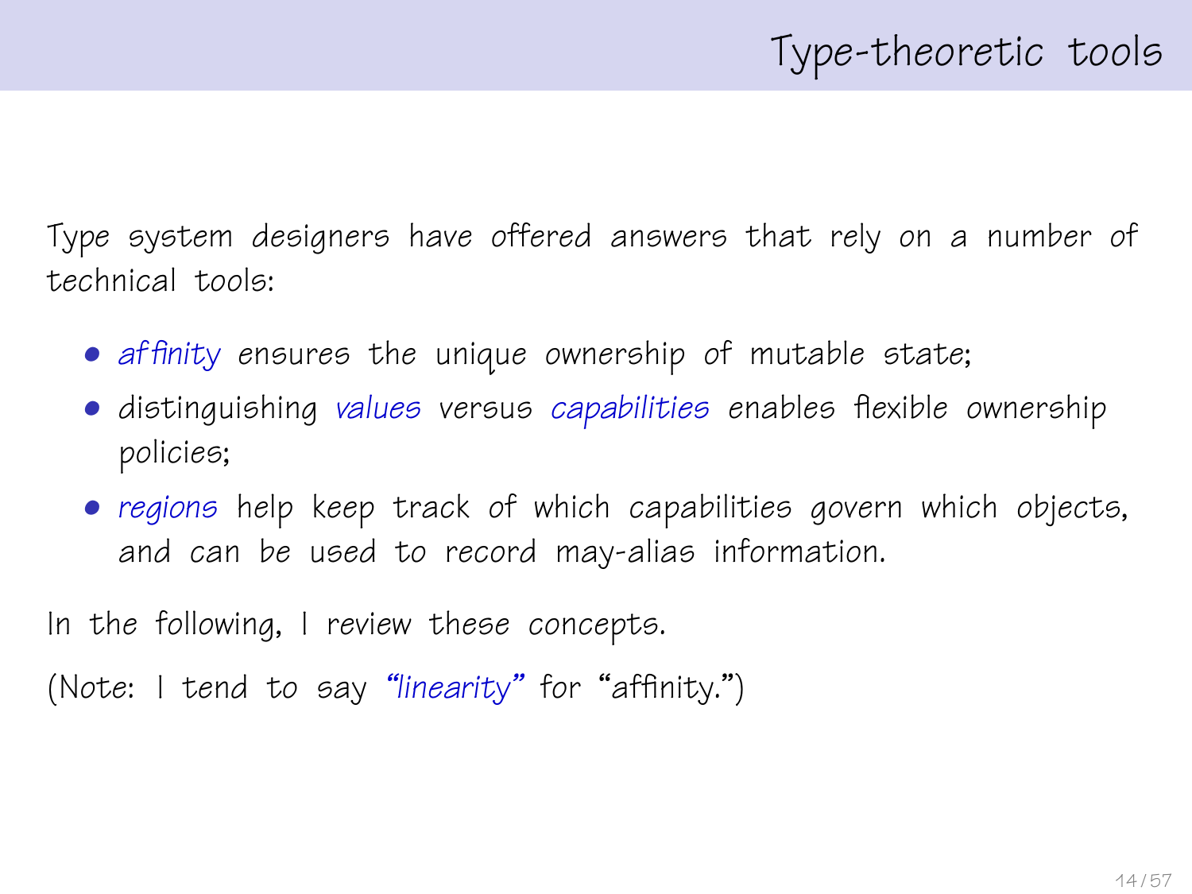# Type-theoretic tools

Type system designers have offered answers that rely on a number of technical tools:

- *affinity* ensures the unique ownership of mutable state;
- distinguishing *values* versus *capabilities* enables flexible ownership policies;
- *regions* help keep track of which capabilities govern which objects, and can be used to record may-alias information.

In the following, I review these concepts.

(Note: I tend to say *"linearity"* for "affinity.")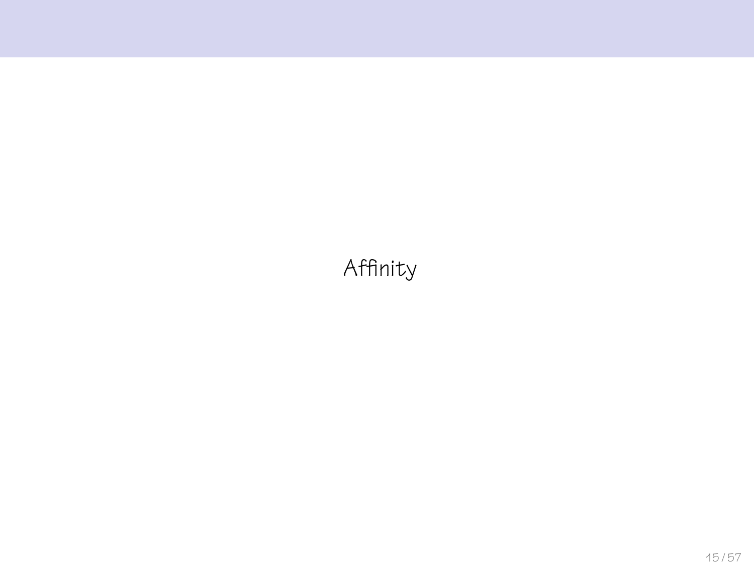# Affinity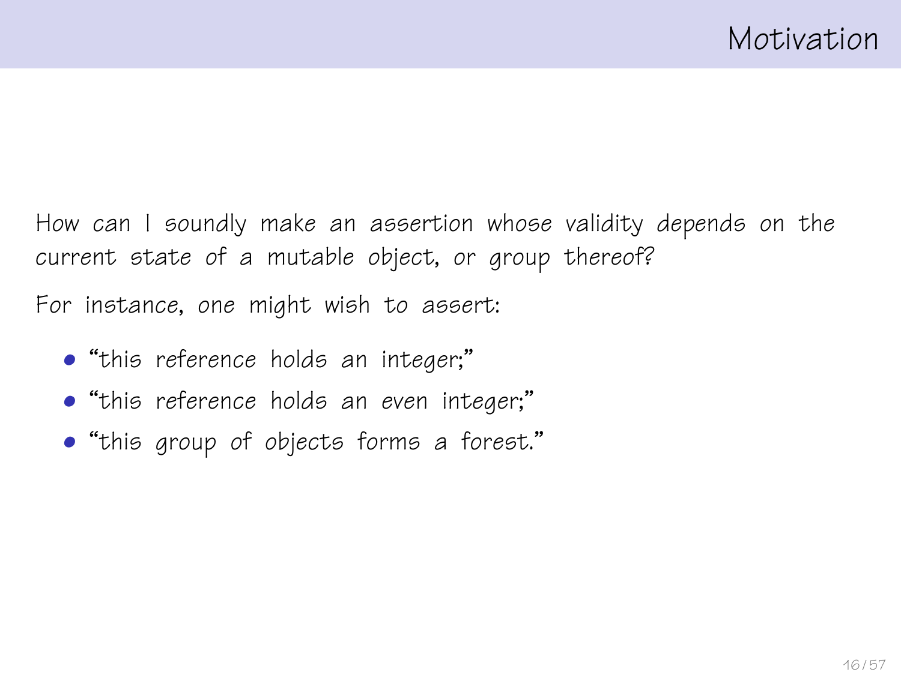# Motivation

How can I soundly make an assertion whose validity depends on the current state of a mutable object, or group thereof?

For instance, one might wish to assert:

- "this reference holds an integer;"
- "this reference holds an *even* integer;"
- "this group of objects forms a forest."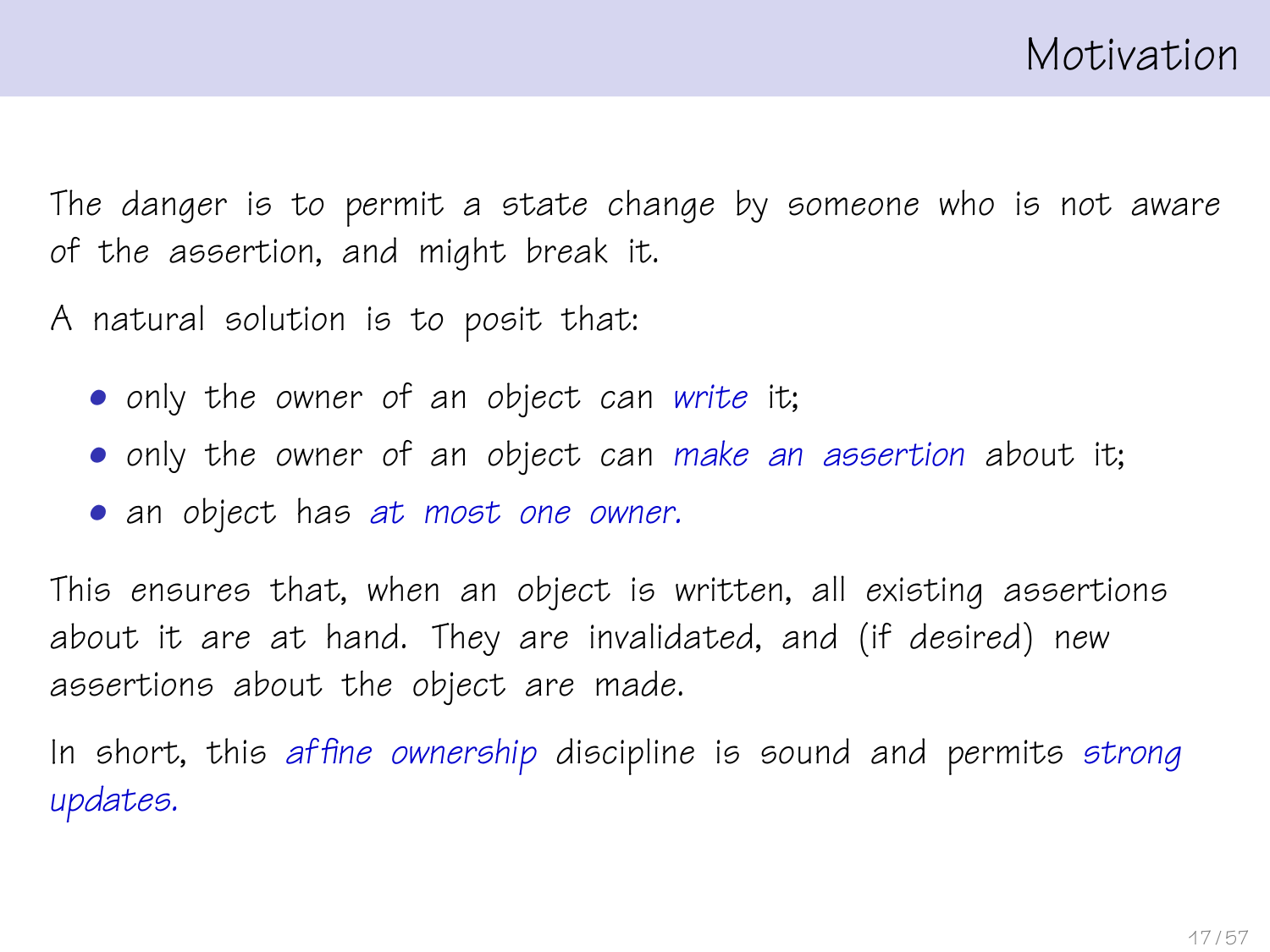# Motivation

The danger is to permit a state change by someone who is not aware of the assertion, and might break it.

A natural solution is to posit that:

- only the owner of an object can *write* it;
- only the owner of an object can *make an assertion* about it;
- an object has *at most one owner.*

This ensures that, when an object is written, all existing assertions about it are at hand. They are invalidated, and (if desired) new assertions about the object are made.

In short, this *affine ownership* discipline is sound and permits *strong updates.*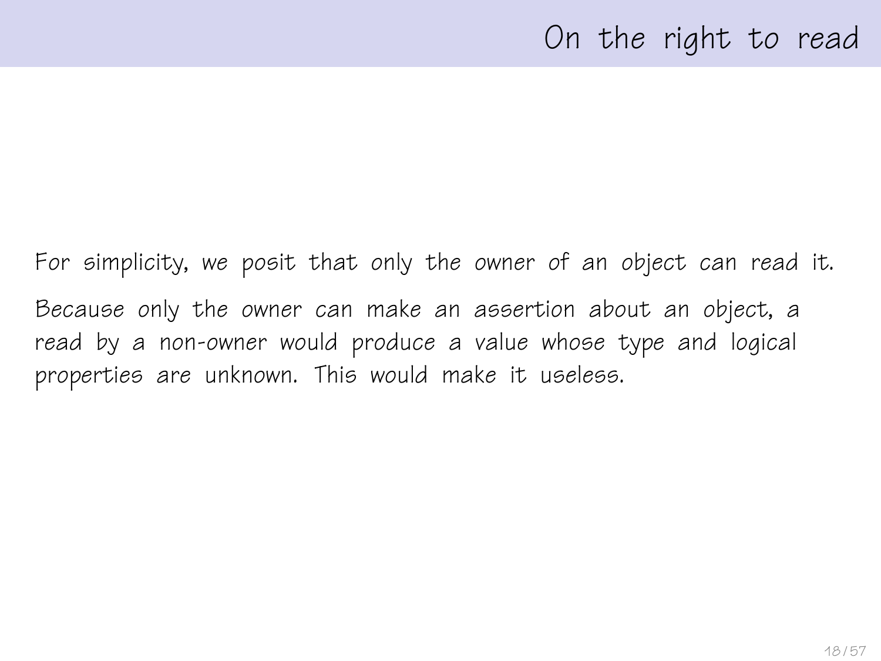# On the right to read

For simplicity, we posit that only the owner of an object can read it.

Because only the owner can make an assertion about an object, a read by a non-owner would produce a value whose type and logical properties are unknown. This would make it useless.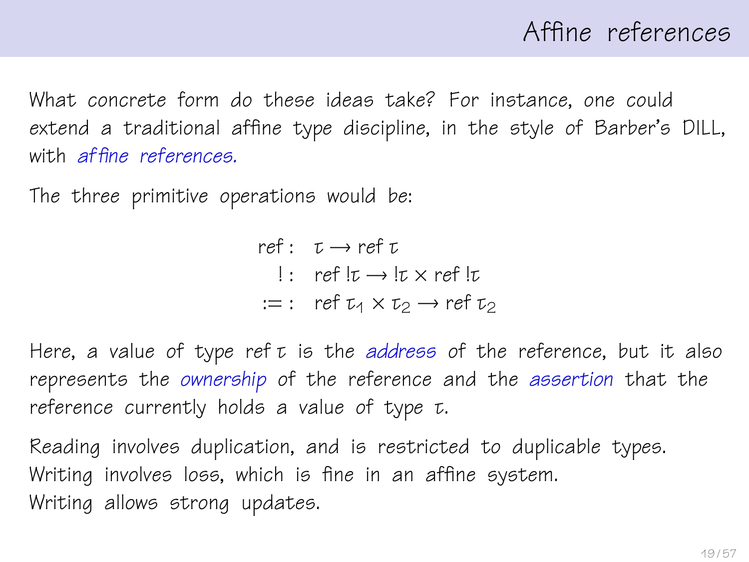# Affine references

What concrete form do these ideas take? For instance, one could extend a traditional affine type discipline, in the style of Barber's DILL, with *affine references*.

The three primitive operations would be:

$$
\begin{aligned}
\text{ref} :&\quad \tau \longrightarrow \text{ref}\;\tau \\
! :&\quad \text{ref}\;!\tau \longrightarrow\;!\tau \times \text{ref}\;!\tau \\
:= :&\quad \text{ref}\;\tau_1 \times \tau_2 \longrightarrow \text{ref}\;\tau_2
\end{aligned}
$$

Here, a value of type $\text{ref}\,\tau$ is the *address* of the reference, but it also represents the *ownership* of the reference and the *assertion* that the reference currently holds a value of type $\tau$.

Reading involves duplication, and is restricted to duplicable types.
Writing involves loss, which is fine in an affine system.
Writing allows strong updates.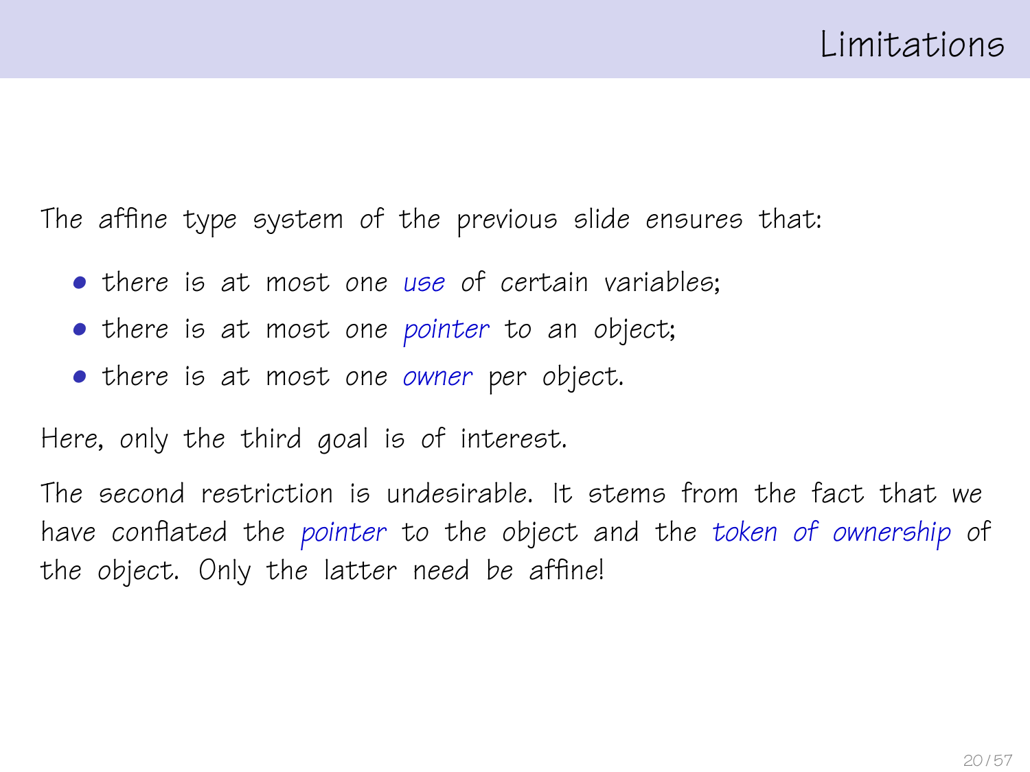# Limitations

The affine type system of the previous slide ensures that:

- there is at most one *use* of certain variables;
- there is at most one *pointer* to an object;
- there is at most one *owner* per object.

Here, only the third goal is of interest.

The second restriction is undesirable. It stems from the fact that we have conflated the *pointer* to the object and the *token of ownership* of the object. Only the latter need be affine!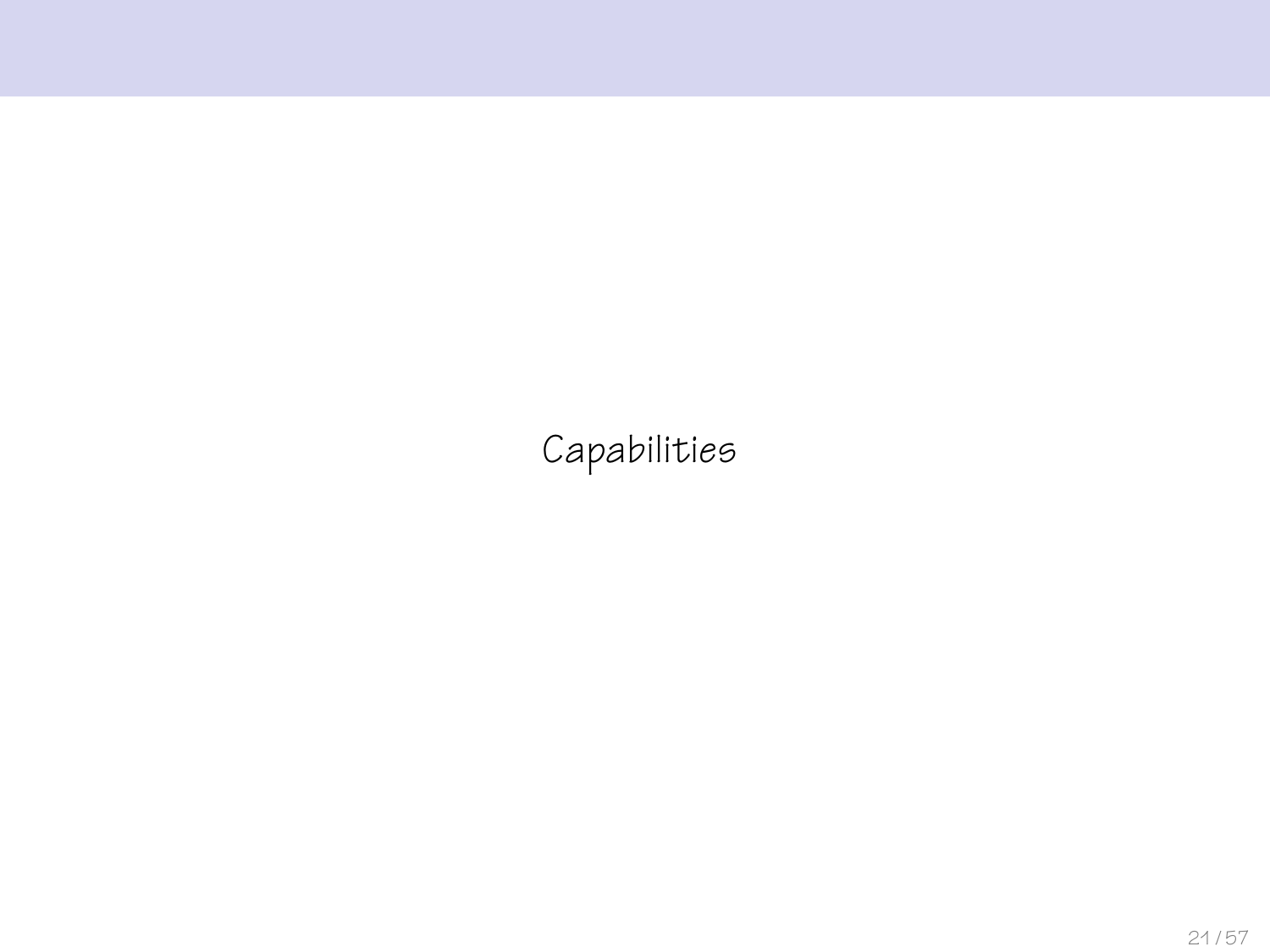# Capabilities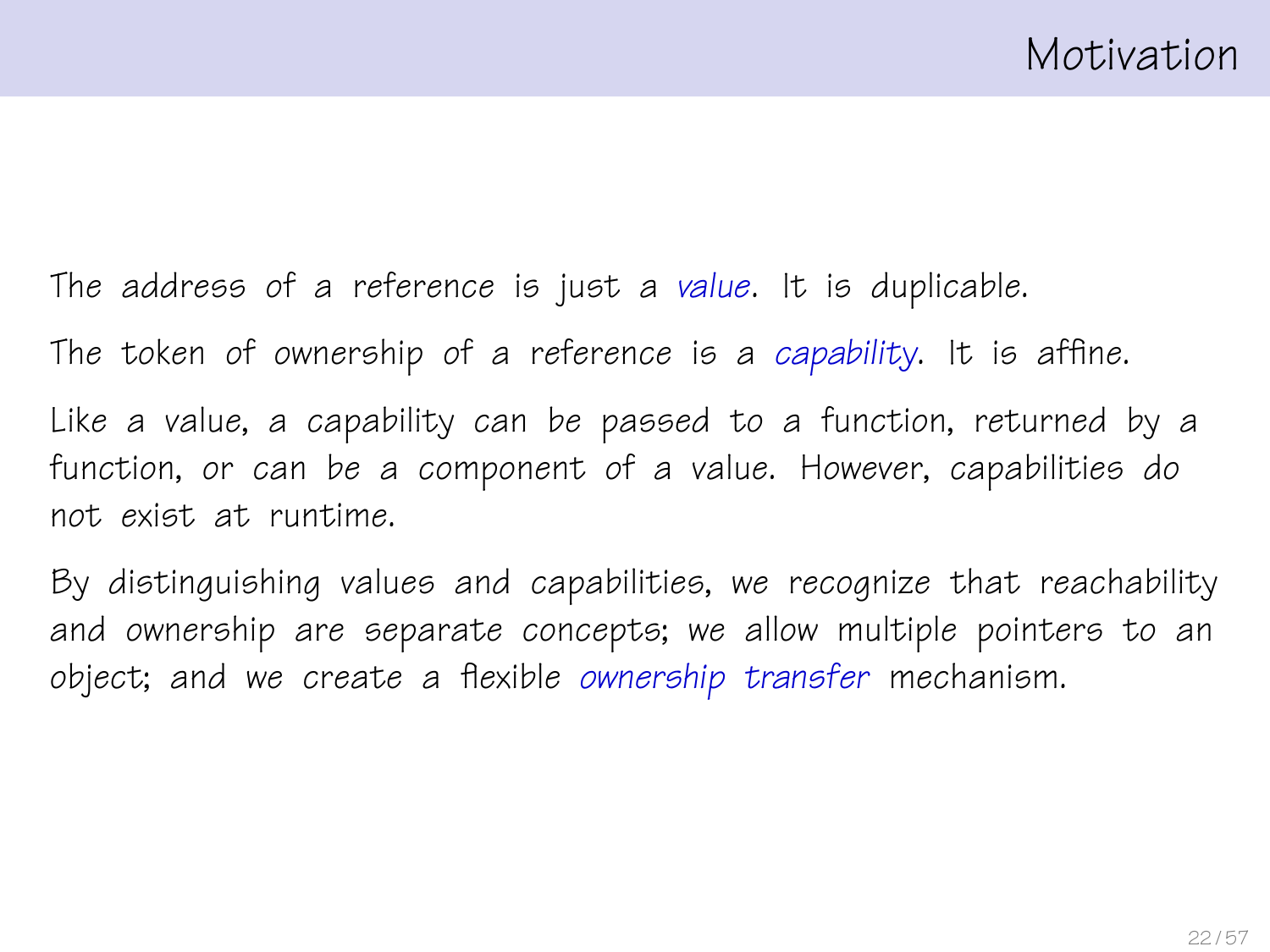# Motivation

The address of a reference is just a *value*. It is duplicable.

The token of ownership of a reference is a *capability*. It is affine.

Like a value, a capability can be passed to a function, returned by a function, or can be a component of a value. However, capabilities do not exist at runtime.

By distinguishing values and capabilities, we recognize that reachability and ownership are separate concepts; we allow multiple pointers to an object; and we create a flexible *ownership transfer* mechanism.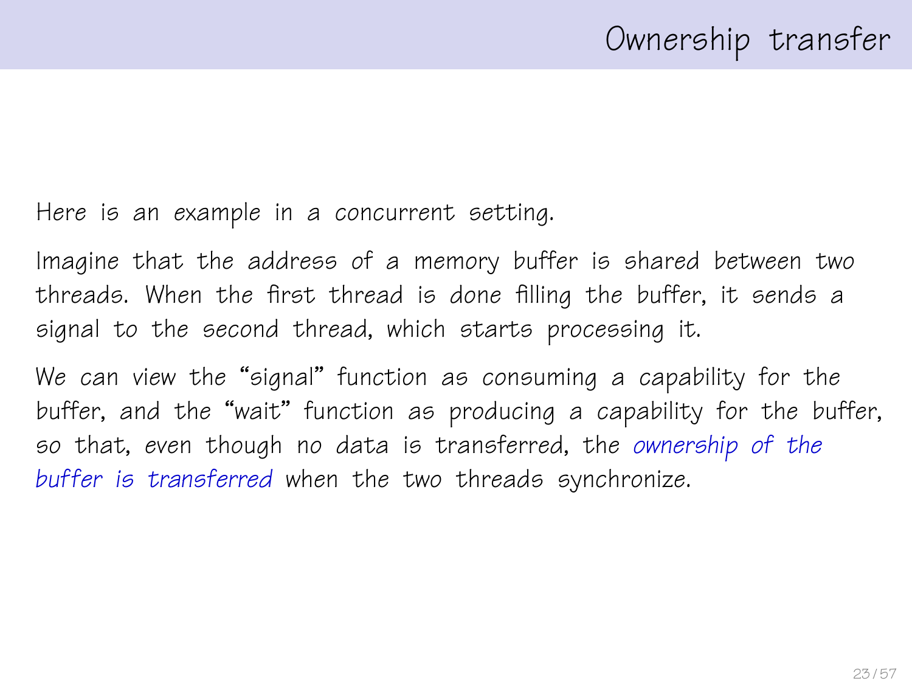# Ownership transfer

Here is an example in a concurrent setting.

Imagine that the address of a memory buffer is shared between two threads. When the first thread is done filling the buffer, it sends a signal to the second thread, which starts processing it.

We can view the "signal" function as consuming a capability for the buffer, and the "wait" function as producing a capability for the buffer, so that, even though no data is transferred, the *ownership of the buffer is transferred* when the two threads synchronize.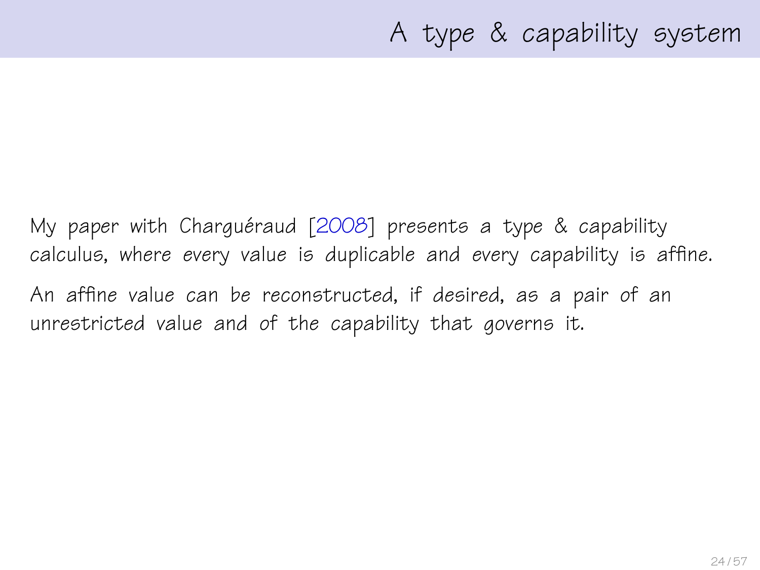# A type & capability system

My paper with Charguéraud [2008] presents a type & capability calculus, where *every* value is duplicable and *every* capability is affine.

An affine value can be reconstructed, *if desired*, as a pair of an unrestricted value and of the capability that governs it.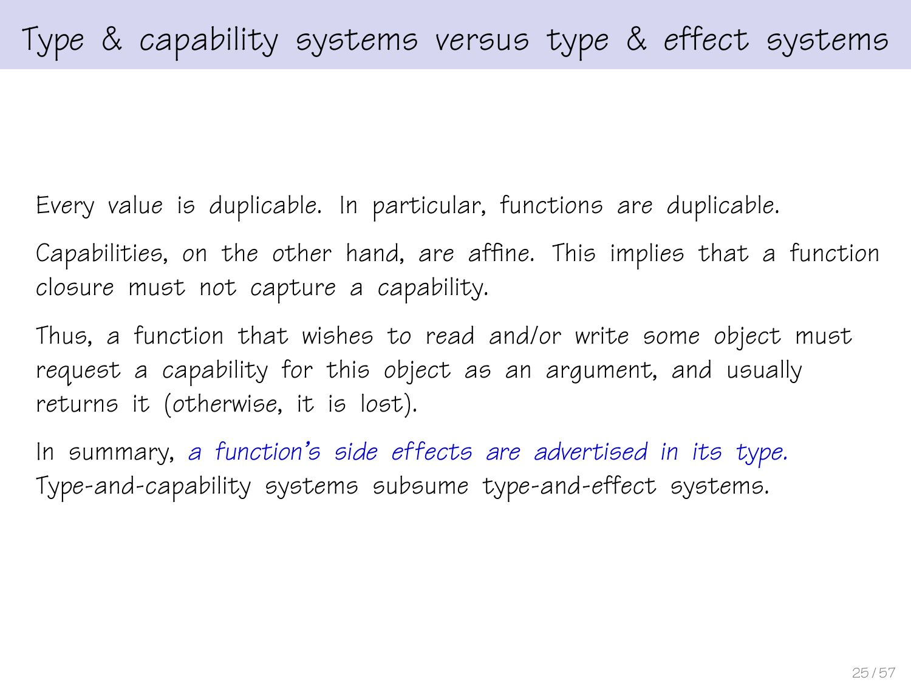# Type & capability systems versus type & effect systems

Every value is duplicable. In particular, functions are duplicable.

Capabilities, on the other hand, are affine. This implies that a function closure must not capture a capability.

Thus, a function that wishes to read and/or write some object must request a capability for this object as an argument, and usually returns it (otherwise, it is lost).

In summary, *a function's side effects are advertised in its type.* Type-and-capability systems subsume type-and-effect systems.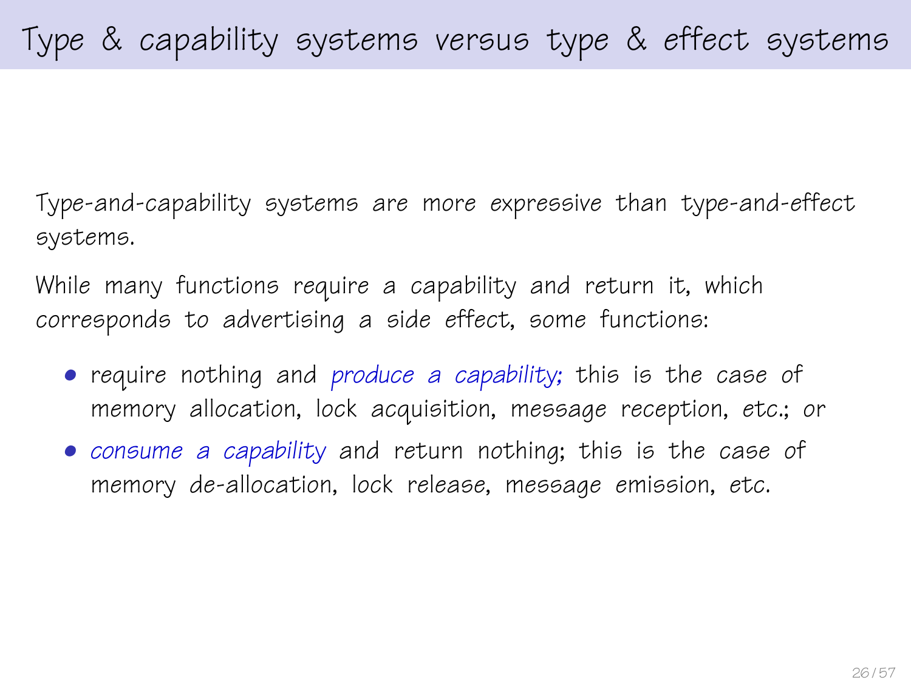# Type & capability systems versus type & effect systems

Type-and-capability systems are more *expressive* than type-and-effect systems.

While many functions require a capability and return it, which corresponds to advertising a side effect, some functions:

- require nothing and *produce a capability*; this is the case of memory allocation, lock acquisition, message reception, etc.; or
- *consume a capability* and return nothing; this is the case of memory de-allocation, lock release, message emission, etc.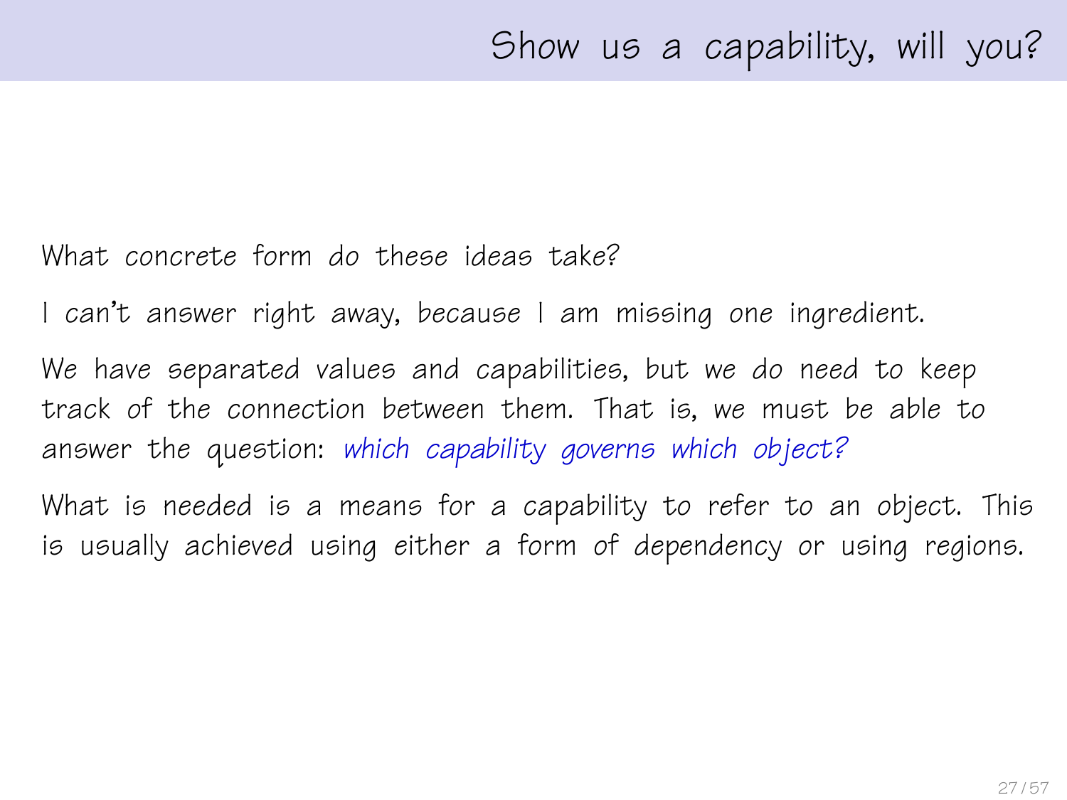## Show us a capability, will you?

What concrete form do these ideas take?

I can't answer right away, because I am missing one ingredient.

We have separated values and capabilities, but we do need to keep track of the connection between them. That is, we must be able to answer the question: *which capability governs which object?*

What is needed is a means for a capability to refer to an object. This is usually achieved using either a form of dependency or using regions.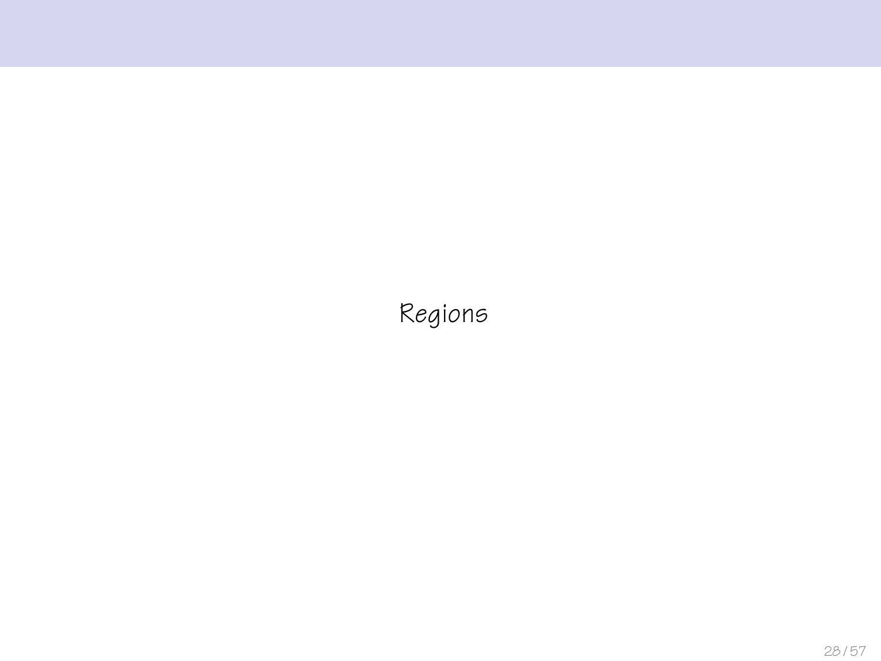# Regions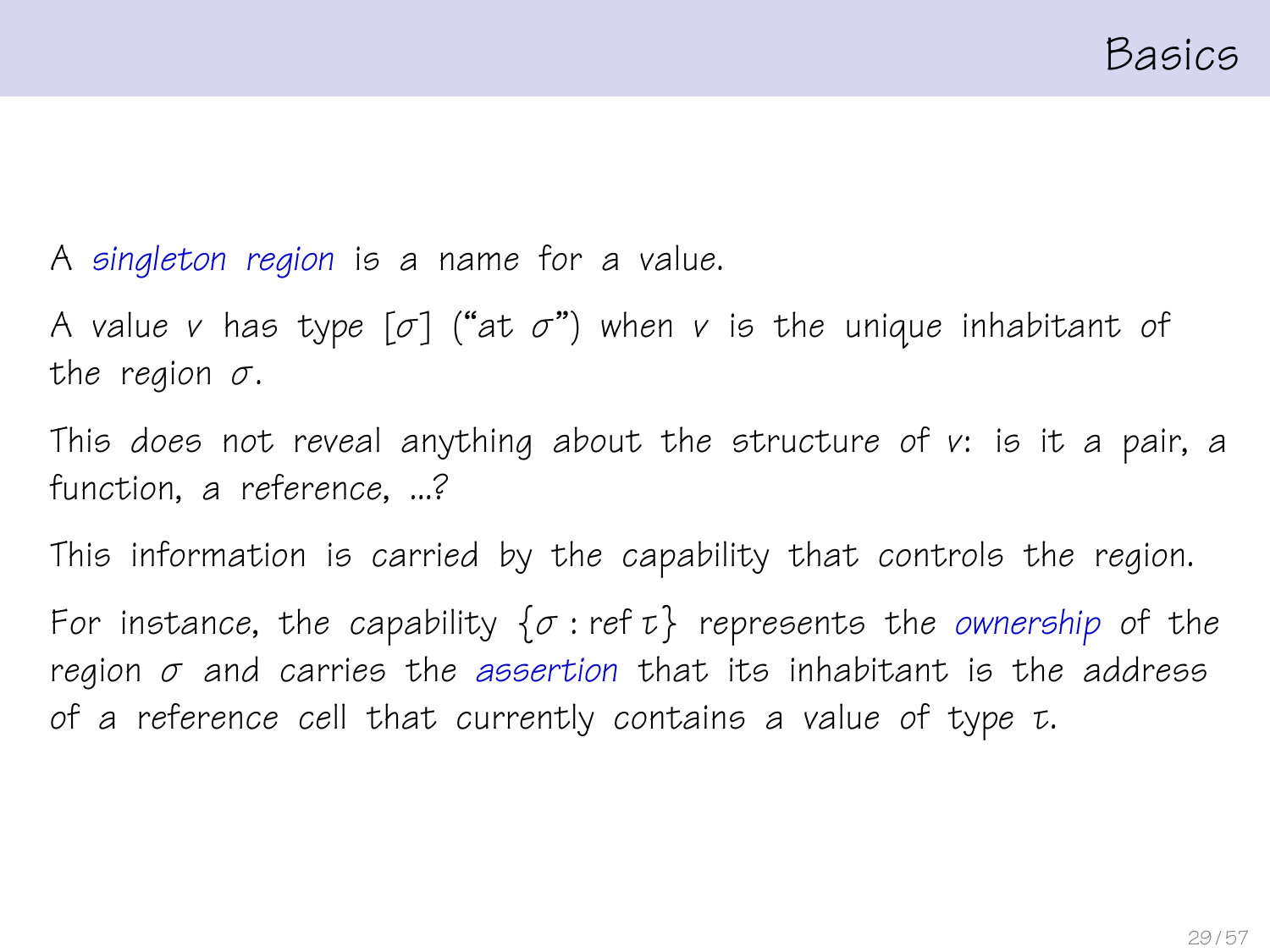# Basics

A *singleton region* is a name for a value.

A value $v$ has type $[\sigma]$ ("at $\sigma$") when $v$ is the unique inhabitant of the region $\sigma$.

This does not reveal anything about the structure of $v$: is it a pair, a function, a reference, ...?

This information is carried by the capability that controls the region.

For instance, the capability $\{\sigma : \text{ref}\,\tau\}$ represents the *ownership* of the region $\sigma$ and carries the *assertion* that its inhabitant is the address of a reference cell that currently contains a value of type $\tau$.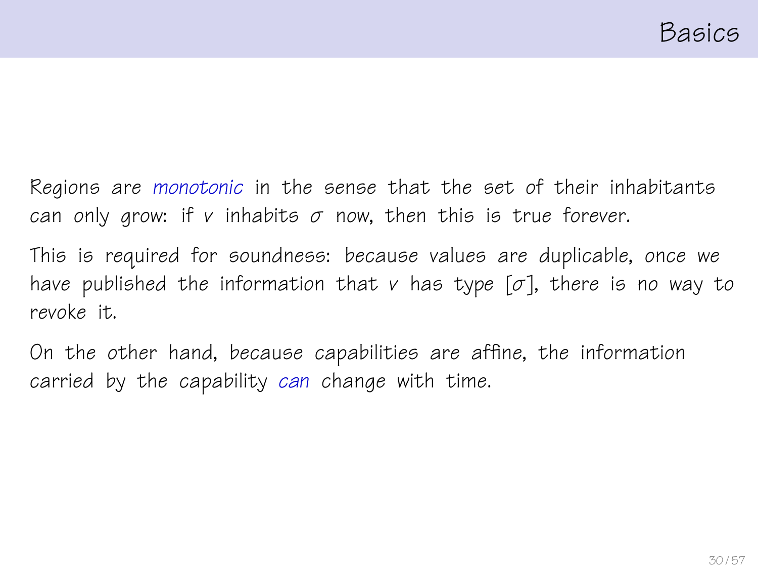# Basics

Regions are *monotonic* in the sense that the set of their inhabitants can only grow: if $v$ inhabits $\sigma$ now, then this is true forever.

This is required for soundness: because values are duplicable, once we have published the information that $v$ has type $[\sigma]$, there is no way to revoke it.

On the other hand, because capabilities are affine, the information carried by the capability *can* change with time.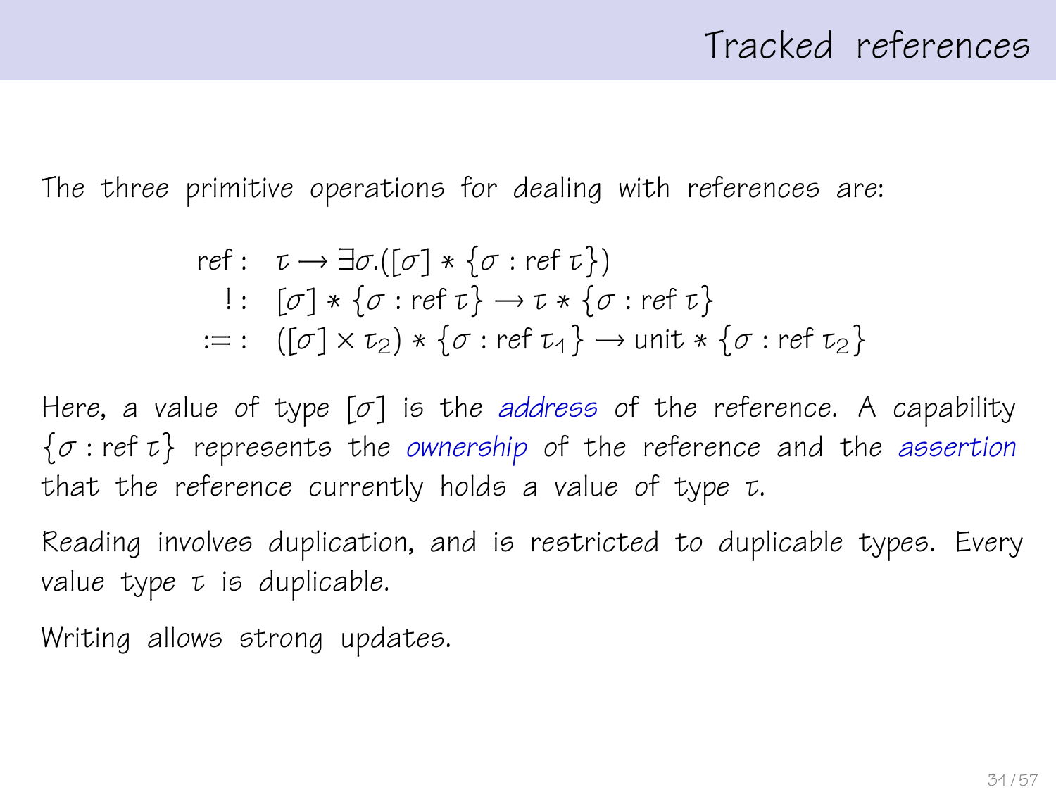# Tracked references

The three primitive operations for dealing with references are:

$$
\begin{aligned}
\mathsf{ref} :& \quad \tau \rightarrow \exists \sigma.([\sigma] * \{\sigma : \mathsf{ref}\ \tau\}) \\
! :& \quad [\sigma] * \{\sigma : \mathsf{ref}\ \tau\} \rightarrow \tau * \{\sigma : \mathsf{ref}\ \tau\} \\
:= :& \quad ([\sigma] \times \tau_2) * \{\sigma : \mathsf{ref}\ \tau_1\} \rightarrow \mathsf{unit} * \{\sigma : \mathsf{ref}\ \tau_2\}
\end{aligned}
$$

Here, a value of type $[\sigma]$ is the *address* of the reference. A capability $\{\sigma : \mathsf{ref}\ \tau\}$ represents the *ownership* of the reference and the *assertion* that the reference currently holds a value of type $\tau$.

Reading involves duplication, and is restricted to duplicable types. Every value type $\tau$ is duplicable.

Writing allows strong updates.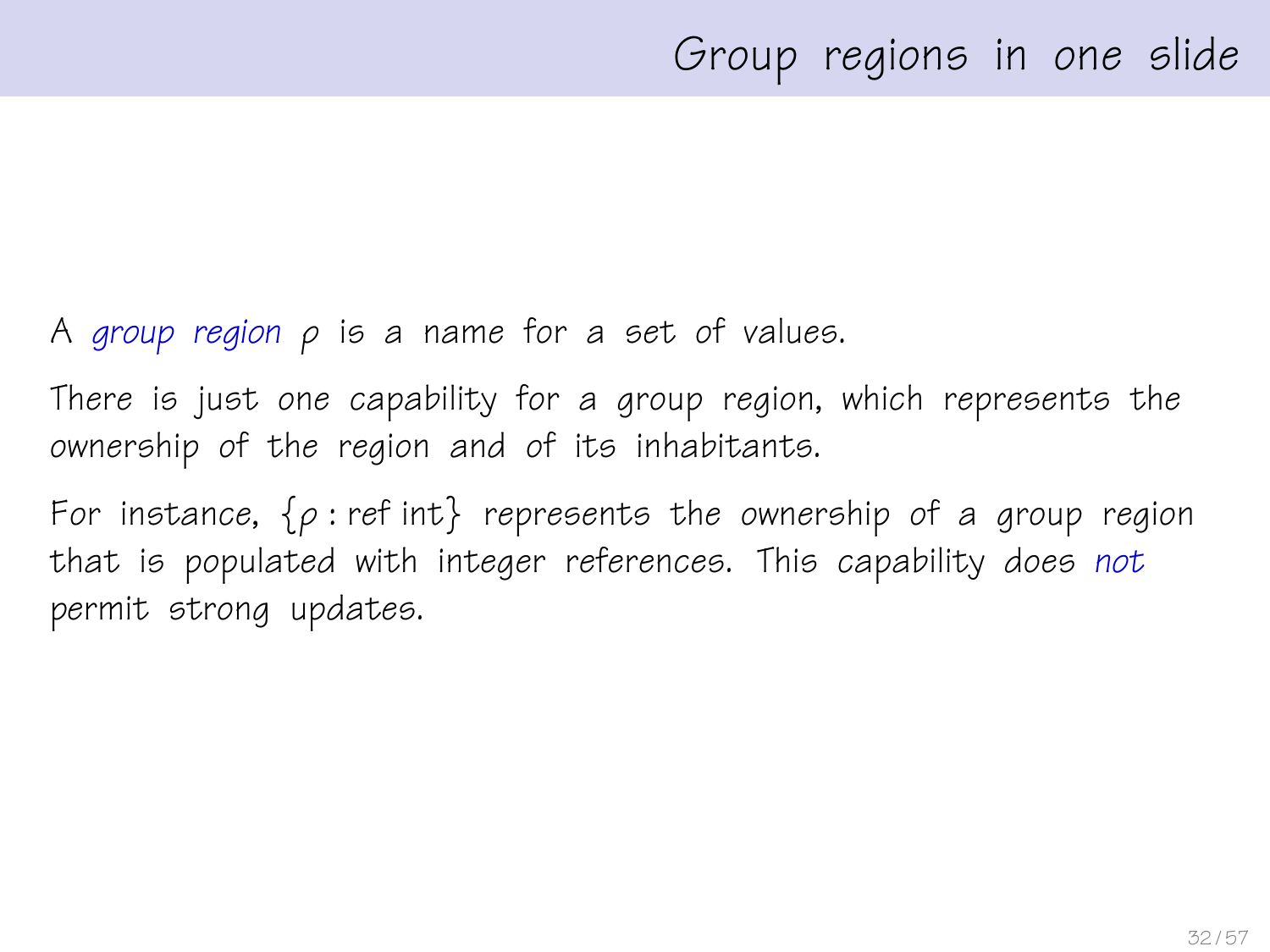# Group regions in one slide

A *group region* $\rho$ is a name for a set of values.

There is just one capability for a group region, which represents the ownership of the region and of its inhabitants.

For instance, $\{\rho : \text{ref int}\}$ represents the ownership of a group region that is populated with integer references. This capability does *not* permit strong updates.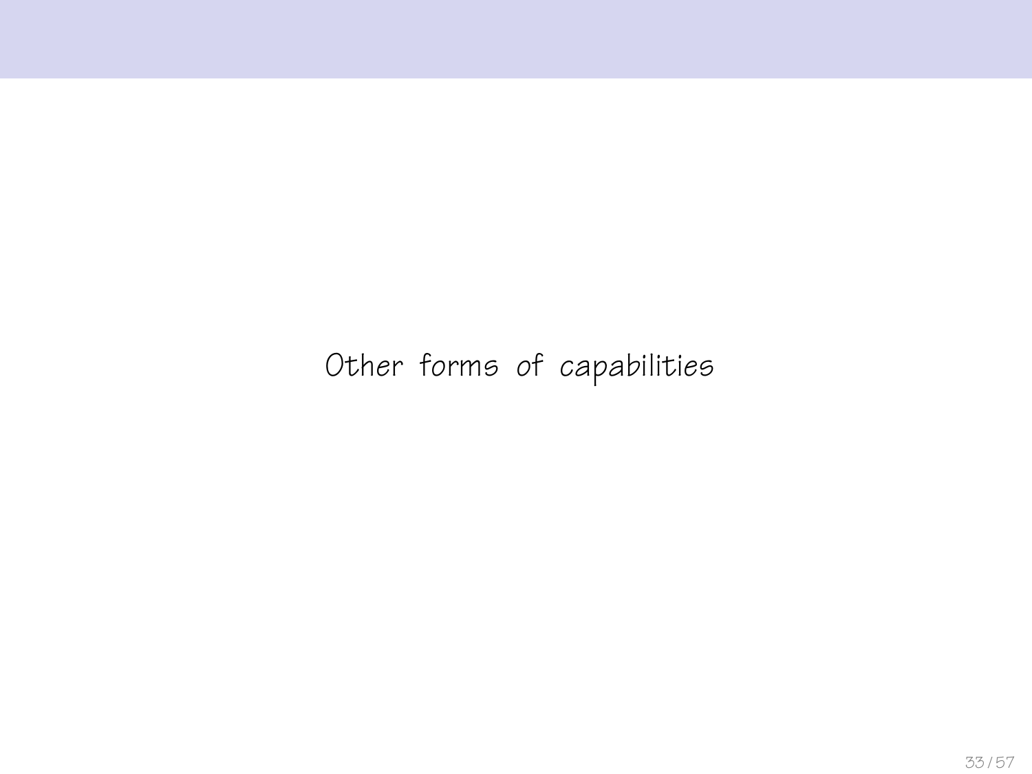# Other forms of capabilities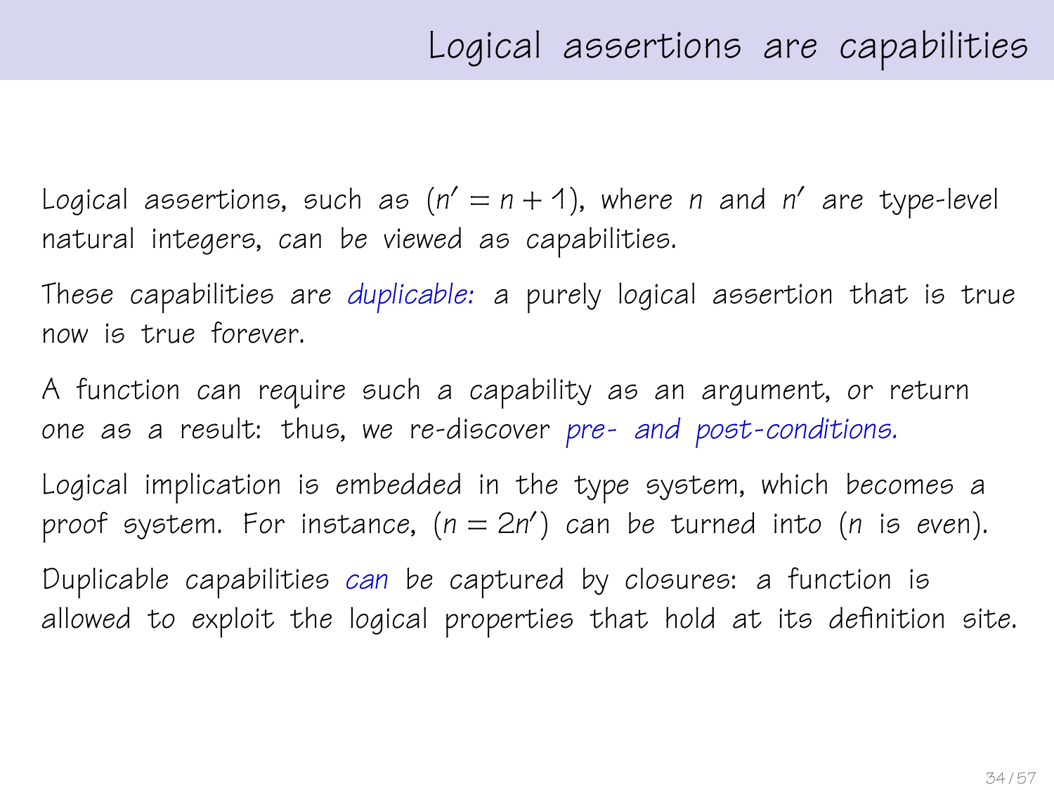# Logical assertions are capabilities

Logical assertions, such as $(n' = n + 1)$, where $n$ and $n'$ are type-level natural integers, can be viewed as capabilities.

These capabilities are *duplicable:* a purely logical assertion that is true now is true forever.

A function can require such a capability as an argument, or return one as a result: thus, we re-discover *pre- and post-conditions.*

Logical implication is embedded in the type system, which becomes a proof system. For instance, $(n = 2n')$ can be turned into ($n$ is even).

Duplicable capabilities *can* be captured by closures: a function is allowed to exploit the logical properties that hold at its definition site.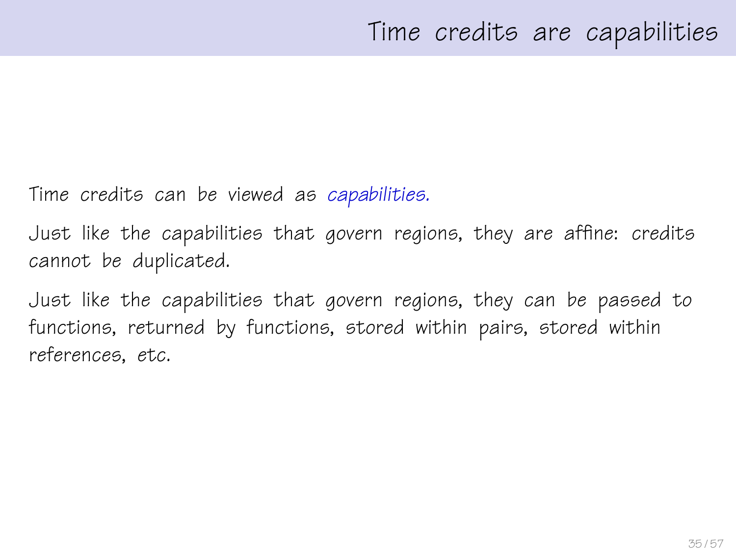# Time credits are capabilities

Time credits can be viewed as *capabilities.*

Just like the capabilities that govern regions, they are affine: credits cannot be duplicated.

Just like the capabilities that govern regions, they can be passed to functions, returned by functions, stored within pairs, stored within references, etc.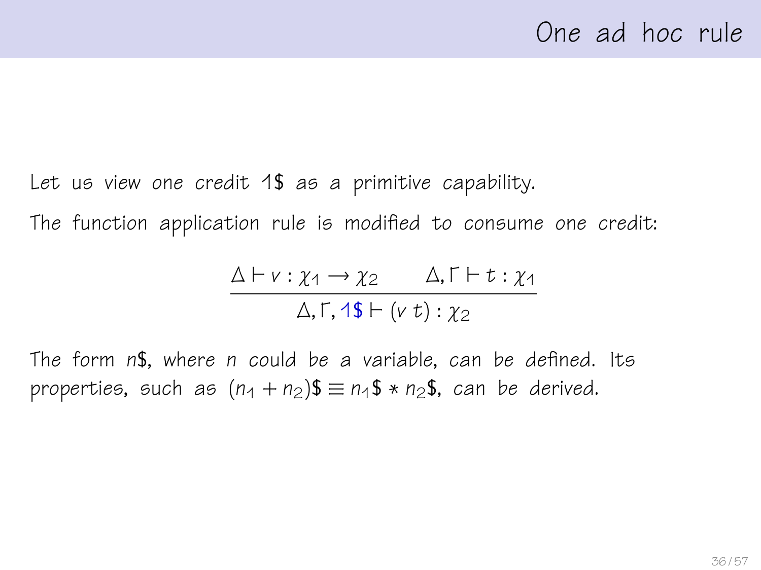# One ad hoc rule

Let us view one credit 1$ as a primitive capability.

The function application rule is modified to consume one credit:

$$\frac{\Delta \vdash v : \chi_1 \to \chi_2 \qquad \Delta, \Gamma \vdash t : \chi_1}{\Delta, \Gamma, 1\$ \vdash (v\ t) : \chi_2}$$

The form $n\$$, where $n$ could be a variable, can be defined. Its properties, such as $(n_1 + n_2)\$ \equiv n_1\$ * n_2\$$, can be derived.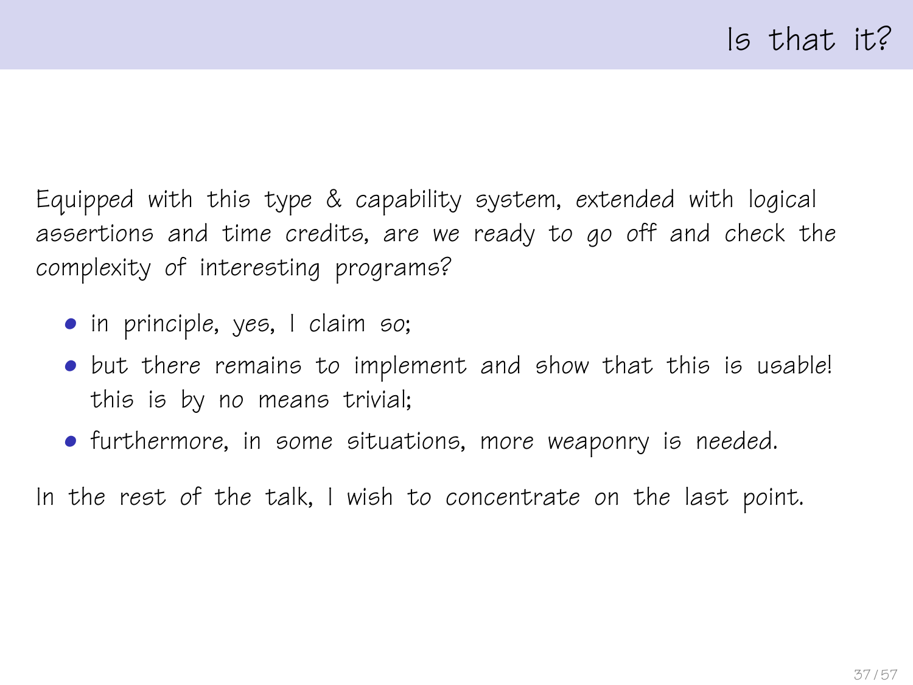# Is that it?

Equipped with this type & capability system, extended with logical assertions and time credits, are we ready to go off and check the complexity of interesting programs?

- in principle, yes, I claim so;
- but there remains to implement and show that this is usable! this is by no means trivial;
- furthermore, in some situations, more weaponry is needed.

In the rest of the talk, I wish to concentrate on the last point.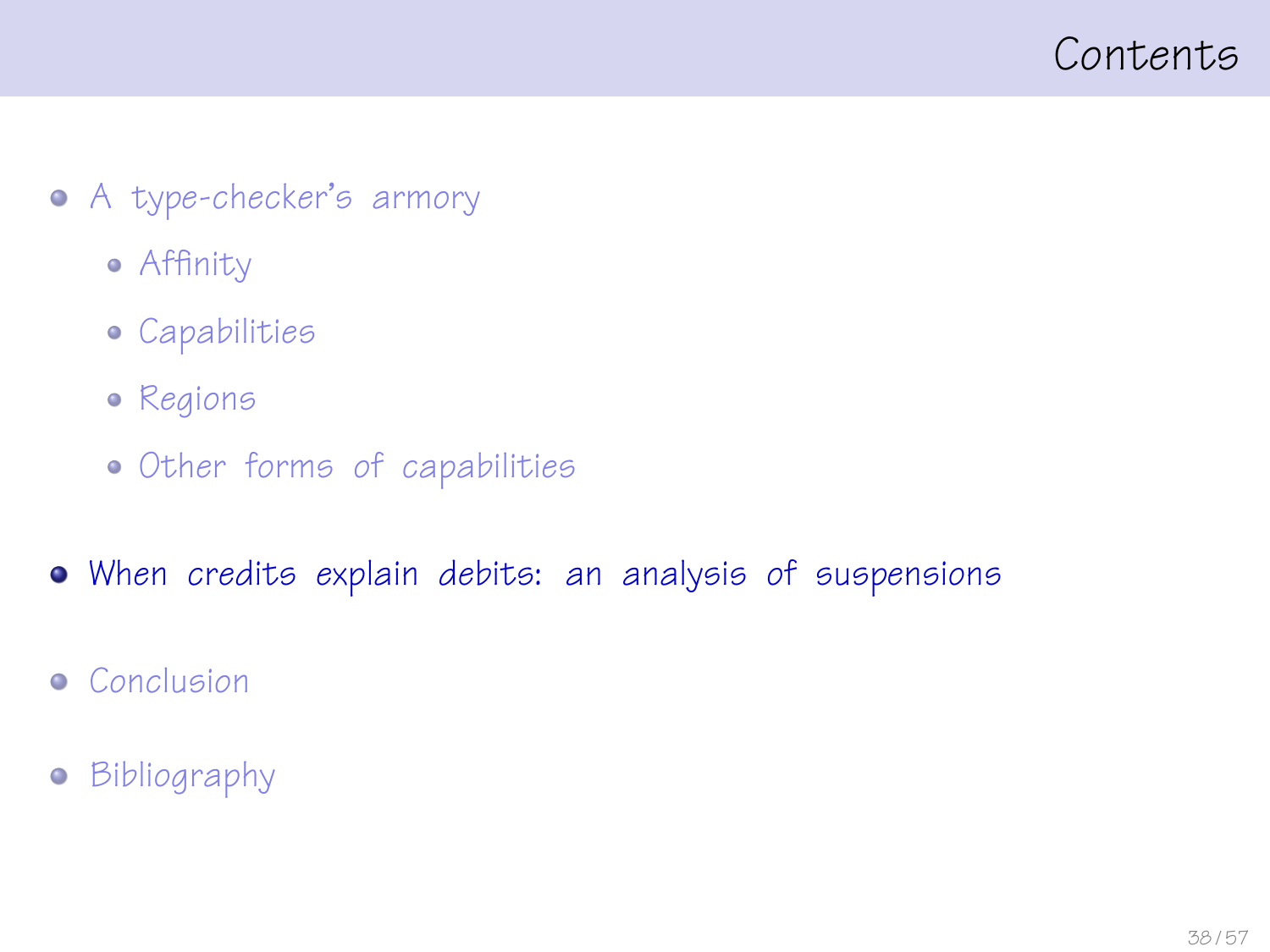# Contents

- A type-checker's armory
  - Affinity
  - Capabilities
  - Regions
  - Other forms of capabilities
- When credits explain debits: an analysis of suspensions
- Conclusion
- Bibliography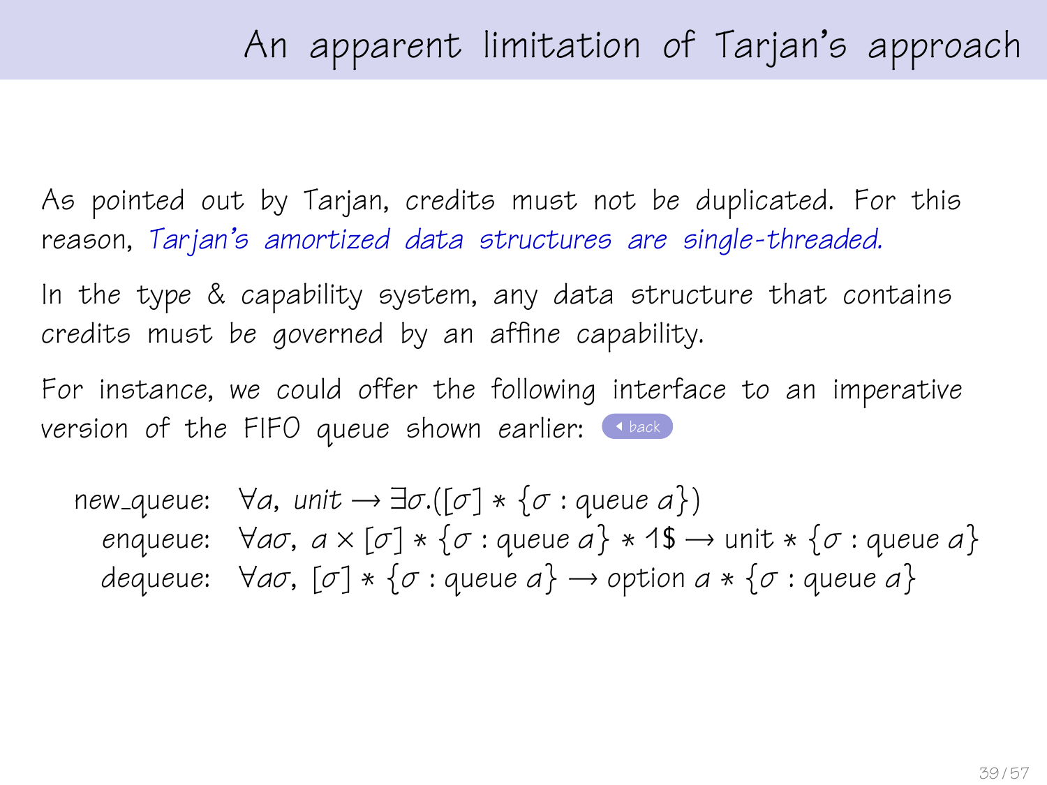# An apparent limitation of Tarjan's approach

As pointed out by Tarjan, credits must not be duplicated. For this reason, *Tarjan's amortized data structures are single-threaded.*

In the type & capability system, any data structure that contains credits must be governed by an affine capability.

For instance, we could offer the following interface to an imperative version of the FIFO queue shown earlier: back

$$
\begin{aligned}
\text{new\_queue:} \quad & \forall a,\ \mathit{unit} \rightarrow \exists \sigma.([\sigma] * \{\sigma : \text{queue } a\}) \\
\text{enqueue:} \quad & \forall a \sigma,\ a \times [\sigma] * \{\sigma : \text{queue } a\} * 1\$ \rightarrow \text{unit} * \{\sigma : \text{queue } a\} \\
\text{dequeue:} \quad & \forall a \sigma,\ [\sigma] * \{\sigma : \text{queue } a\} \rightarrow \text{option } a * \{\sigma : \text{queue } a\}
\end{aligned}
$$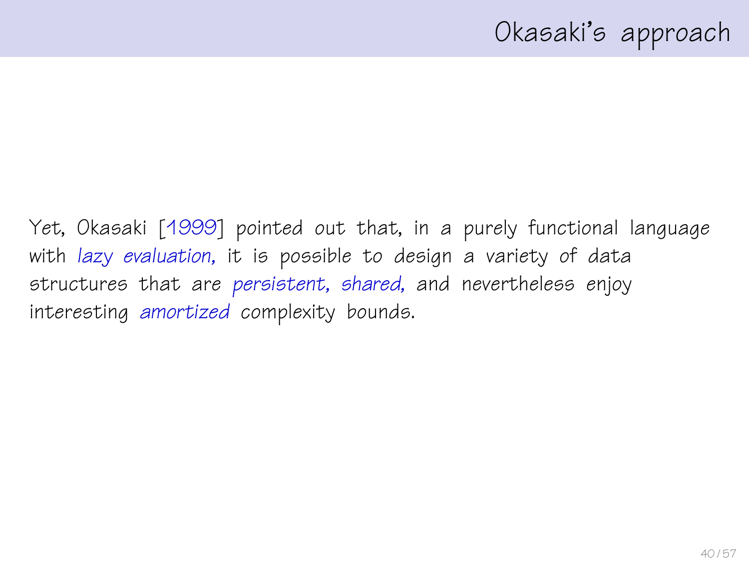# Okasaki's approach

Yet, Okasaki [1999] pointed out that, in a purely functional language with *lazy evaluation*, it is possible to design a variety of data structures that are *persistent*, *shared*, and nevertheless enjoy interesting *amortized* complexity bounds.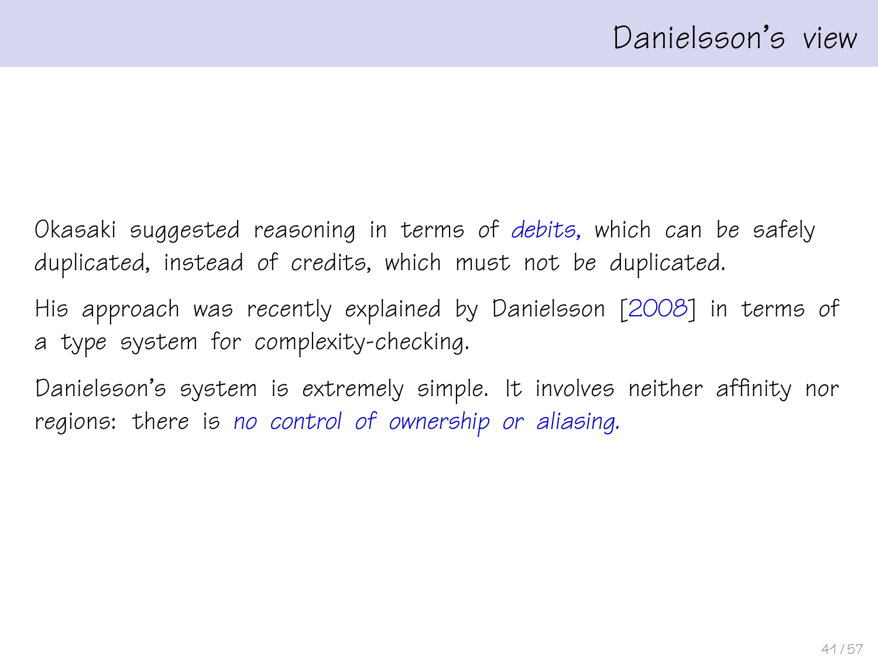# Danielsson's view

Okasaki suggested reasoning in terms of *debits,* which can be safely duplicated, instead of credits, which must not be duplicated.

His approach was recently explained by Danielsson [2008] in terms of a type system for complexity-checking.

Danielsson's system is extremely simple. It involves neither affinity nor regions: there is *no control of ownership or aliasing.*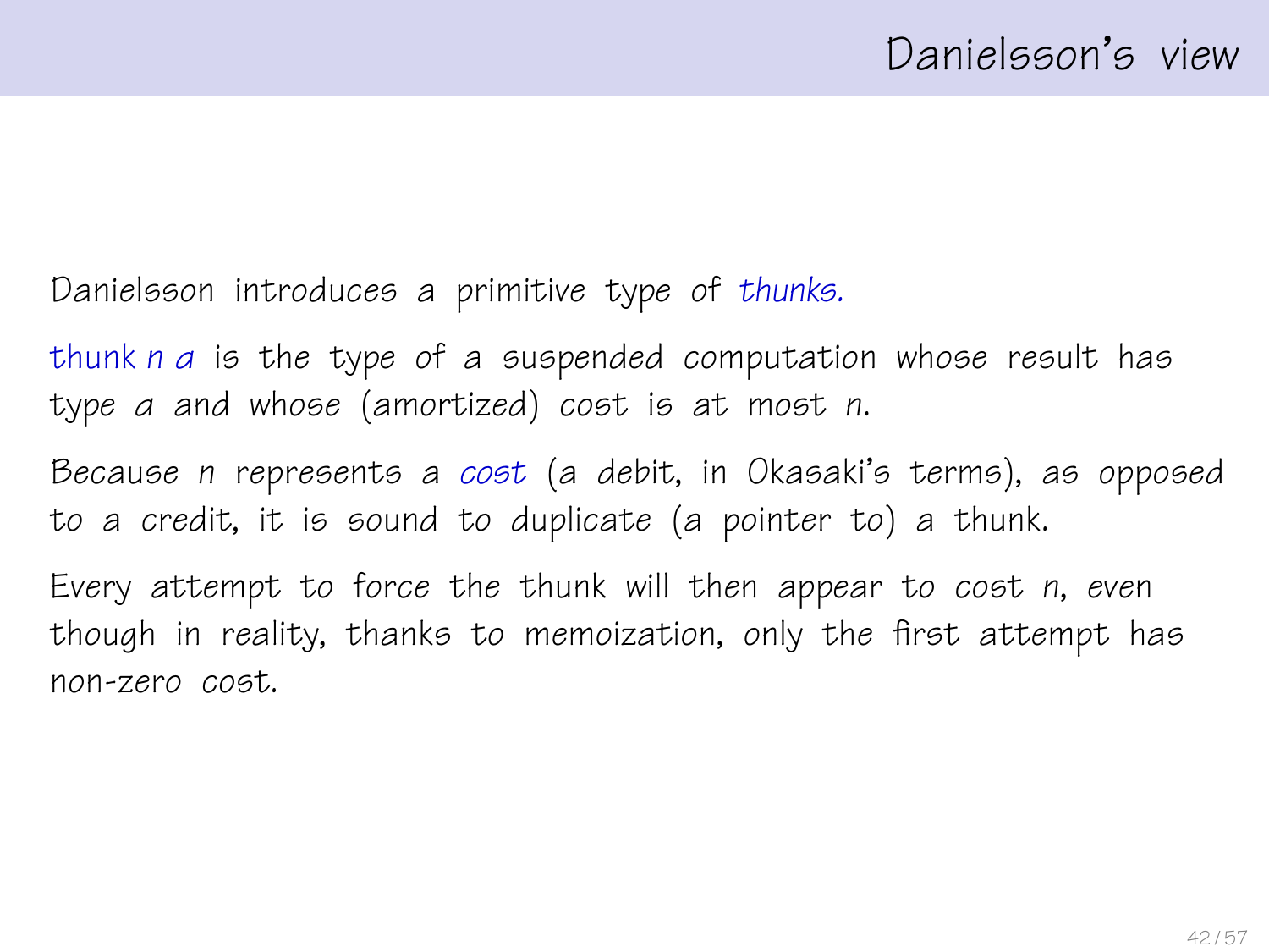# Danielsson's view

Danielsson introduces a primitive type of *thunks.*

thunk $n$ $a$ is the type of a suspended computation whose result has type $a$ and whose (amortized) cost is at most $n$.

Because $n$ represents a *cost* (a debit, in Okasaki's terms), as opposed to a credit, it is sound to duplicate (a pointer to) a thunk.

Every attempt to force the thunk will then appear to cost $n$, even though in reality, thanks to memoization, only the first attempt has non-zero cost.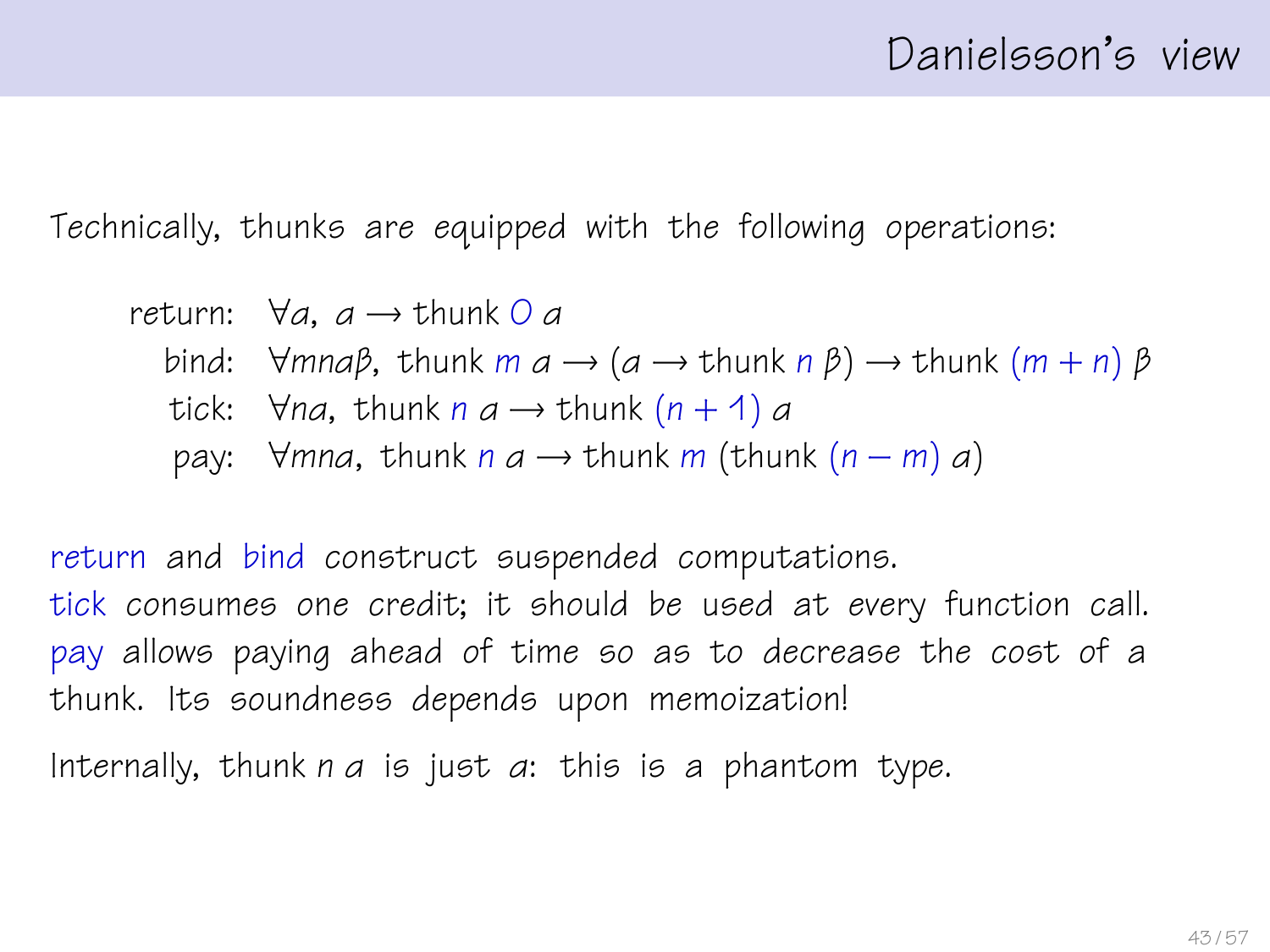# Danielsson's view

Technically, thunks are equipped with the following operations:

$$
\begin{aligned}
\text{return}: &\quad \forall \alpha,\ \alpha \rightarrow \text{thunk}\ 0\ \alpha \\
\text{bind}: &\quad \forall m n \alpha \beta,\ \text{thunk}\ m\ \alpha \rightarrow (\alpha \rightarrow \text{thunk}\ n\ \beta) \rightarrow \text{thunk}\ (m+n)\ \beta \\
\text{tick}: &\quad \forall n \alpha,\ \text{thunk}\ n\ \alpha \rightarrow \text{thunk}\ (n+1)\ \alpha \\
\text{pay}: &\quad \forall m n \alpha,\ \text{thunk}\ n\ \alpha \rightarrow \text{thunk}\ m\ (\text{thunk}\ (n-m)\ \alpha)
\end{aligned}
$$

return and bind construct suspended computations.
tick consumes one credit; it should be used at every function call.
pay allows paying ahead of time so as to decrease the cost of a thunk. Its soundness depends upon memoization!

Internally, thunk $n\ \alpha$ is just $\alpha$: this is a phantom type.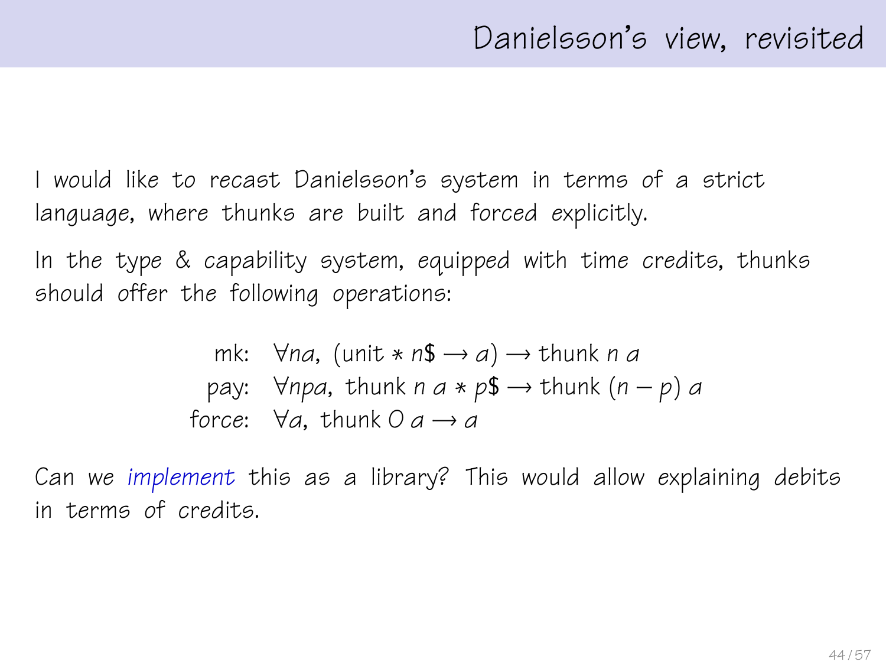# Danielsson's view, revisited

I would like to recast Danielsson's system in terms of a strict language, where thunks are built and forced explicitly.

In the type & capability system, *equipped* with time credits, thunks should offer the following operations:

$$
\begin{aligned}
\text{mk:} \quad & \forall n a,\ (\text{unit} * n\$ \to a) \to \text{thunk}\ n\ a \\
\text{pay:} \quad & \forall n p a,\ \text{thunk}\ n\ a * p\$ \to \text{thunk}\ (n - p)\ a \\
\text{force:} \quad & \forall a,\ \text{thunk}\ 0\ a \to a
\end{aligned}
$$

Can we *implement* this as a library? This would allow explaining debits in terms of credits.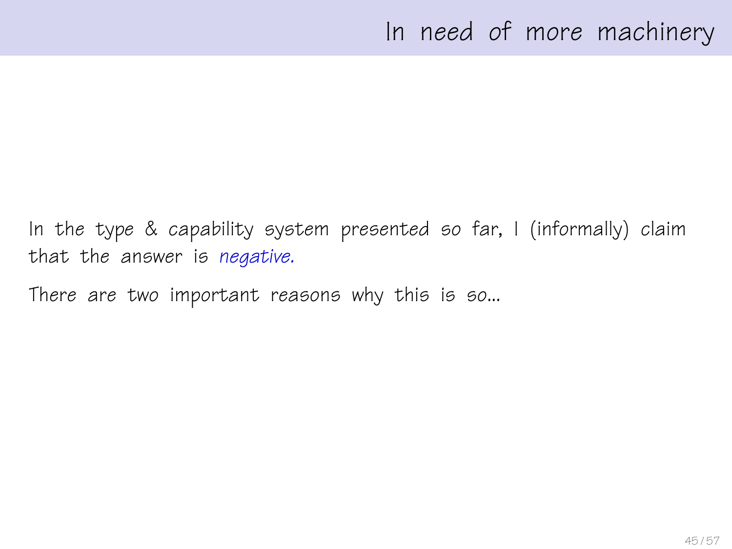# In need of more machinery

In the type & capability system presented so far, I (informally) claim that the answer is *negative.*

There are two important reasons why this is so...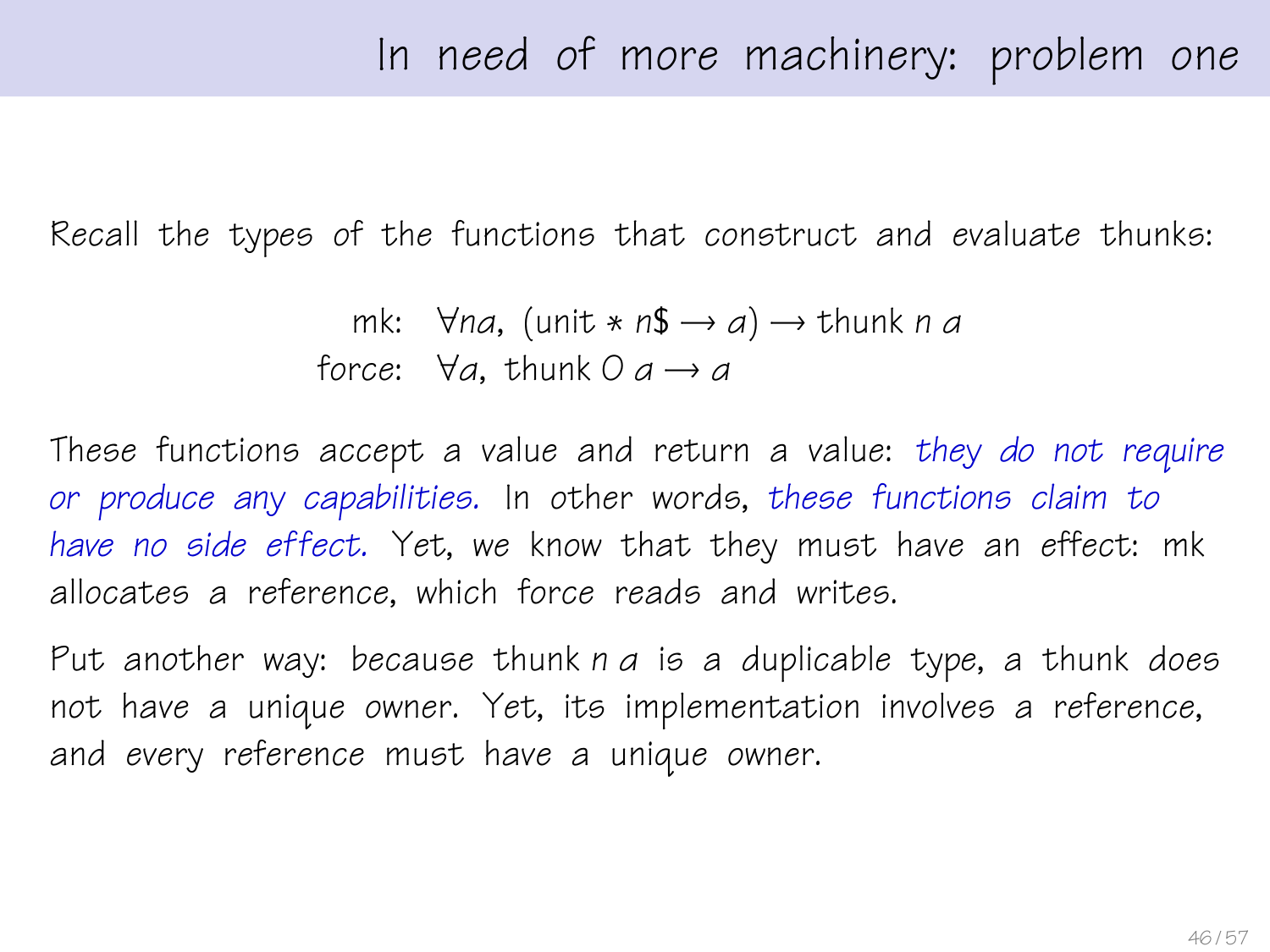# In need of more machinery: problem one

Recall the types of the functions that construct and evaluate thunks:

$$
\begin{aligned}
\text{mk:} &\quad \forall n a,\ (\text{unit} * n\$ \rightarrow a) \rightarrow \text{thunk}\ n\ a \\
\text{force:} &\quad \forall a,\ \text{thunk}\ 0\ a \rightarrow a
\end{aligned}
$$

These functions accept a value and return a value: *they do not require or produce any capabilities.* In other words, *these functions claim to have no side effect.* Yet, we know that they must have an effect: mk allocates a reference, which force reads and writes.

Put another way: because thunk $n\ a$ is a duplicable type, a thunk *does not* have a unique owner. Yet, its implementation involves a reference, and *every* reference must have a unique owner.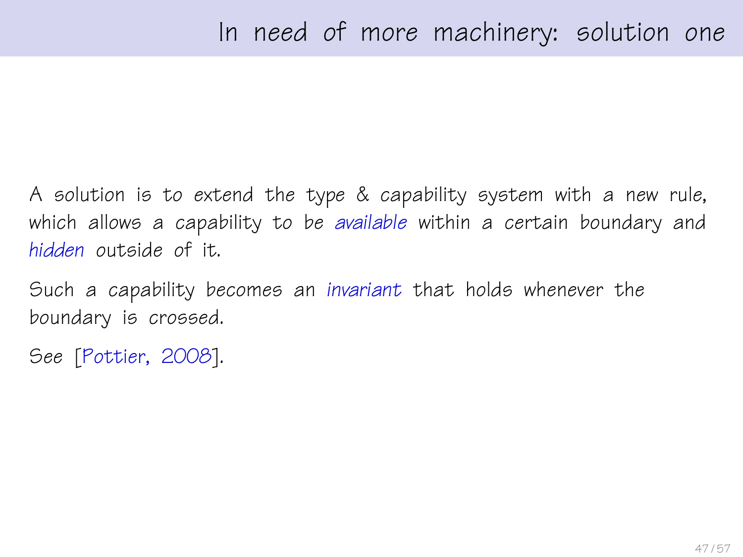# In need of more machinery: solution one

A solution is to extend the type & capability system with a new rule, which allows a capability to be *available* within a certain boundary and *hidden* outside of it.

Such a capability becomes an *invariant* that holds whenever the boundary is crossed.

See [Pottier, 2008].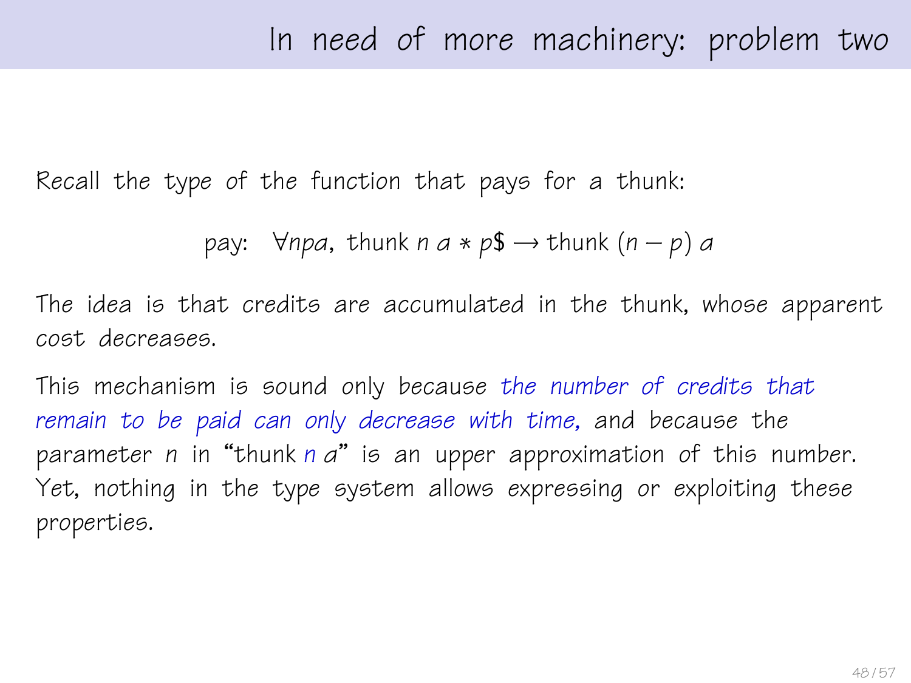# In need of more machinery: problem two

Recall the type of the function that pays for a thunk:

$$\text{pay:} \quad \forall npa,\ \text{thunk}\ n\ a * p\$ \longrightarrow \text{thunk}\ (n-p)\ a$$

The idea is that credits are accumulated in the thunk, whose apparent cost decreases.

This mechanism is sound only because *the number of credits that remain to be paid can only decrease with time,* and because the parameter $n$ in "thunk $n$ $a$" is an upper approximation of this number. Yet, nothing in the type system allows expressing or exploiting these properties.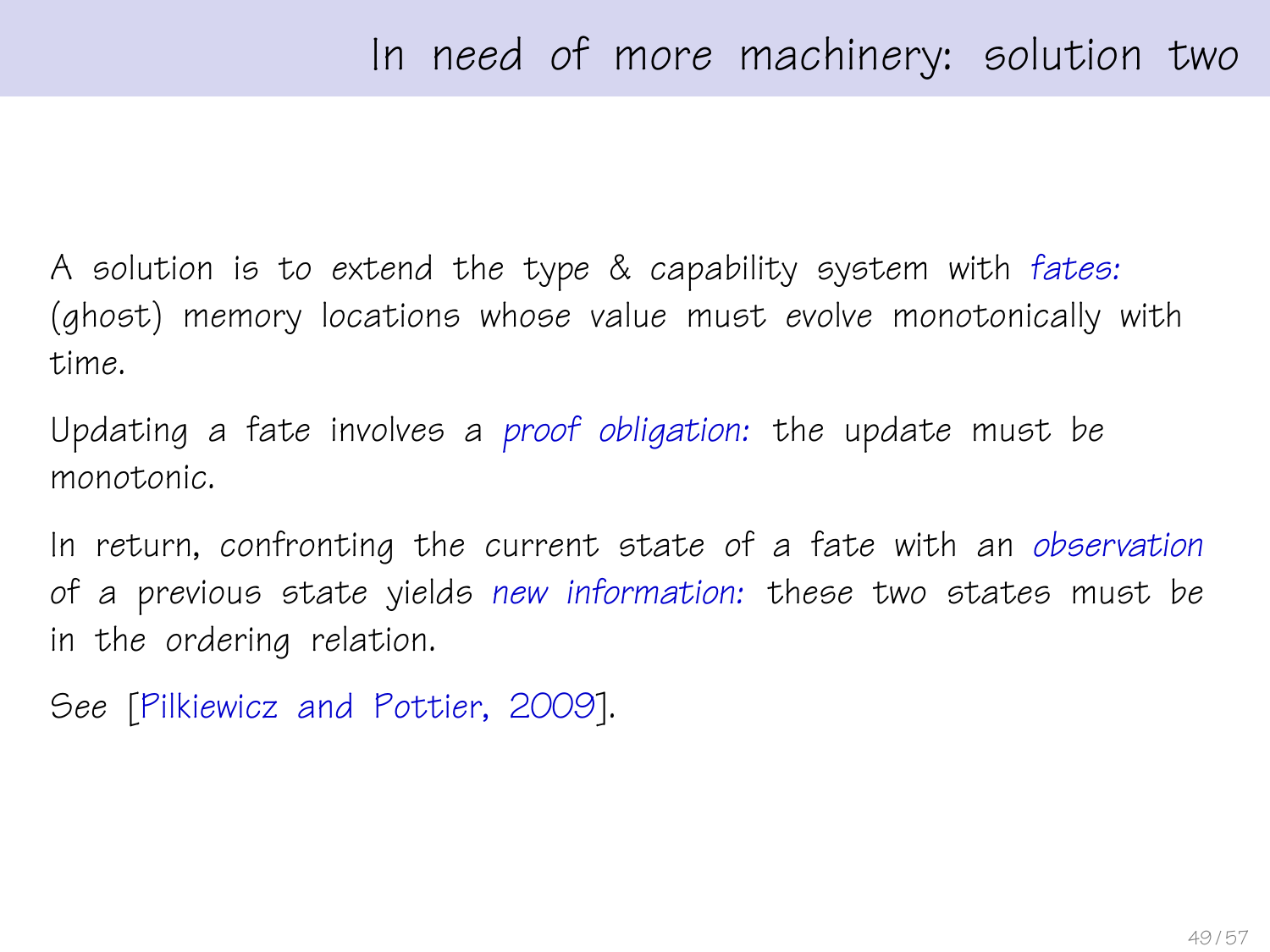# In need of more machinery: solution two

A solution is to extend the type & capability system with *fates:* (ghost) memory locations whose value must evolve monotonically with time.

Updating a fate involves a *proof obligation:* the update must be monotonic.

In return, confronting the current state of a fate with an *observation* of a previous state yields *new information:* these two states must be in the ordering relation.

See [Pilkiewicz and Pottier, 2009].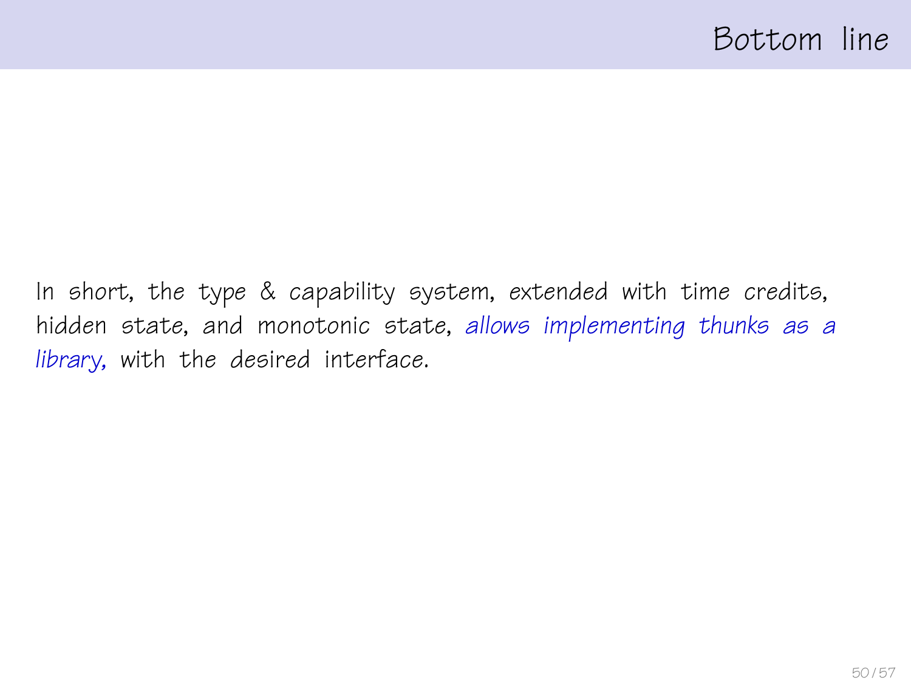# Bottom line

In short, the type & capability system, extended with time credits, hidden state, and monotonic state, *allows implementing thunks as a library,* with the desired interface.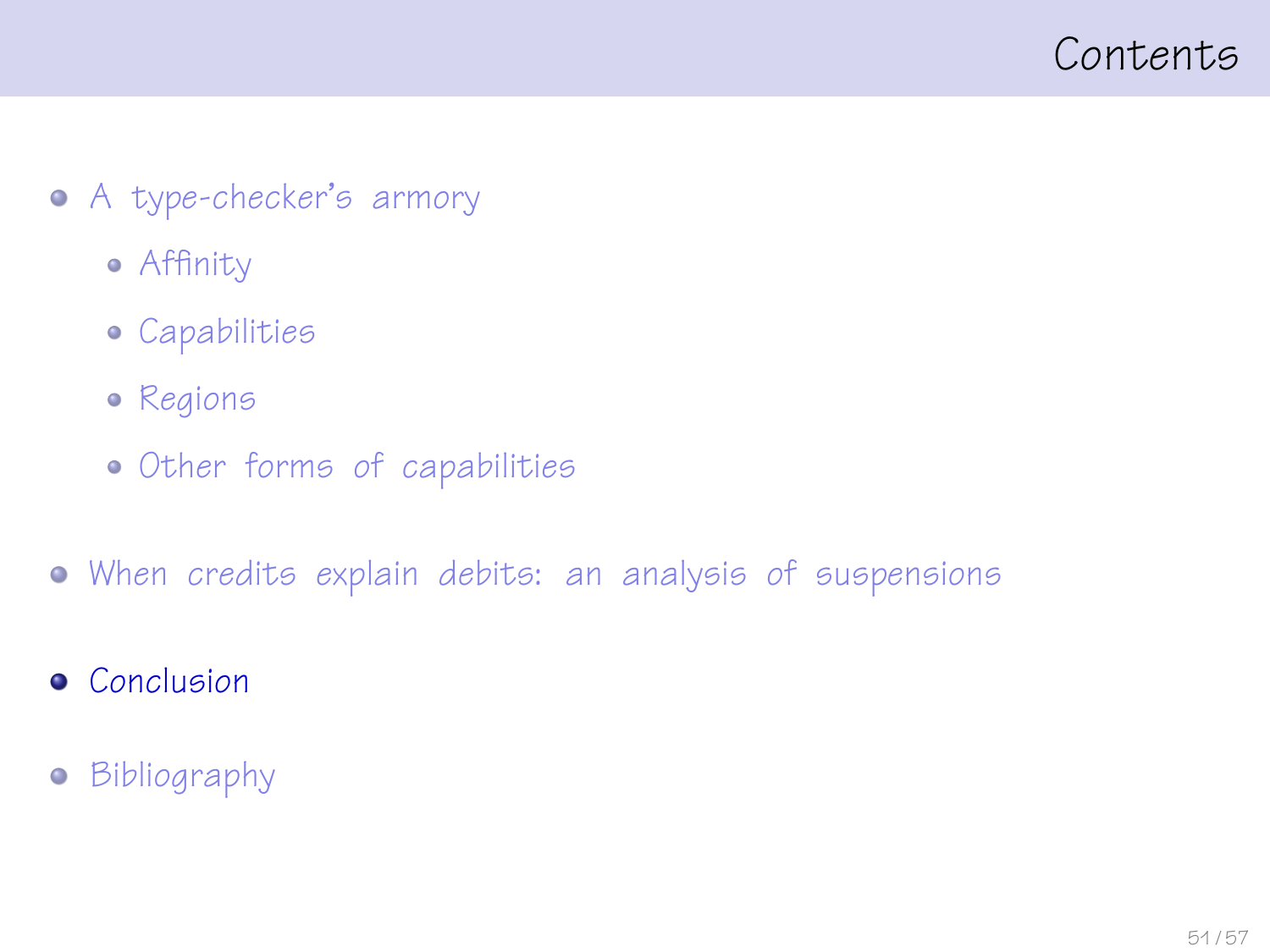# Contents

- A type-checker's armory
  - Affinity
  - Capabilities
  - Regions
  - Other forms of capabilities
- When credits explain debits: an analysis of suspensions
- **Conclusion**
- Bibliography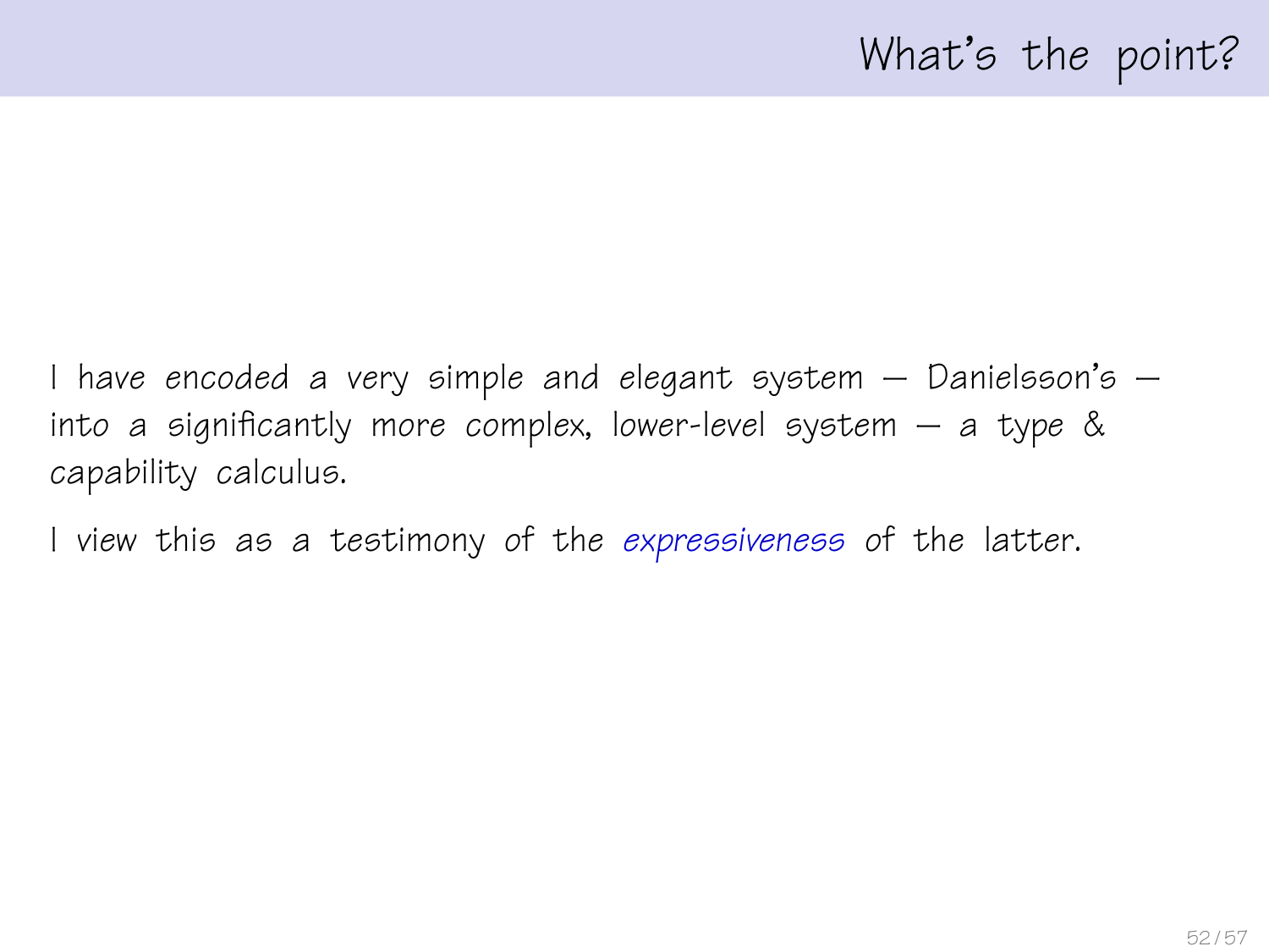# What's the point?

I have *encoded* a very simple and elegant system — Danielsson's — into a significantly more complex, lower-level system — a type & capability calculus.

I view this as a testimony of the *expressiveness* of the latter.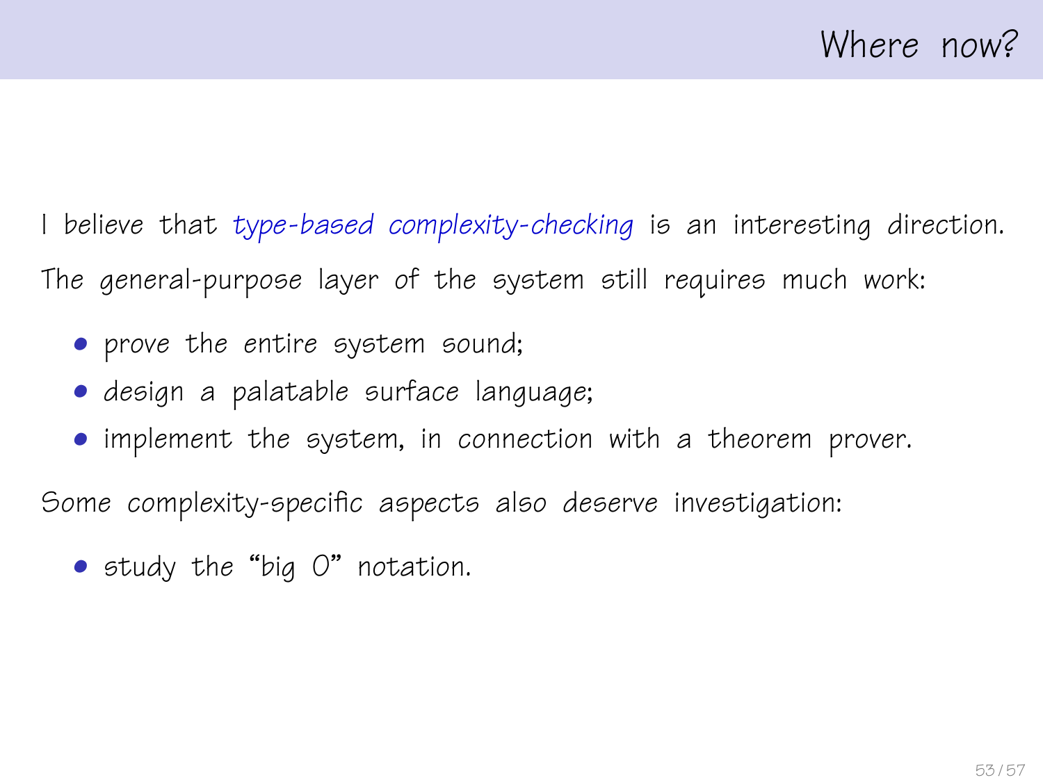# Where now?

I believe that *type-based complexity-checking* is an interesting direction.

The general-purpose layer of the system still requires much work:

- prove the entire system sound;
- design a palatable surface language;
- implement the system, in connection with a theorem prover.

Some complexity-specific aspects also deserve investigation:

- study the "big O" notation.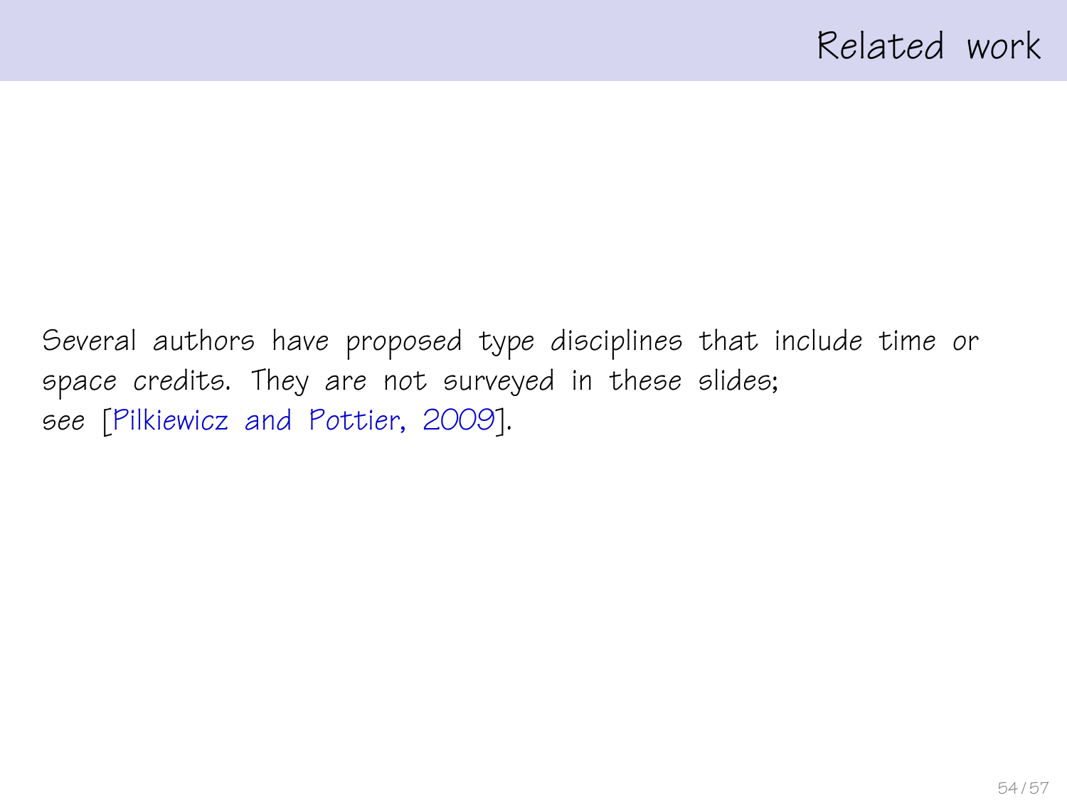# Related work

Several authors have proposed type disciplines that include time or space credits. They are not surveyed in these slides; see [Pilkiewicz and Pottier, 2009].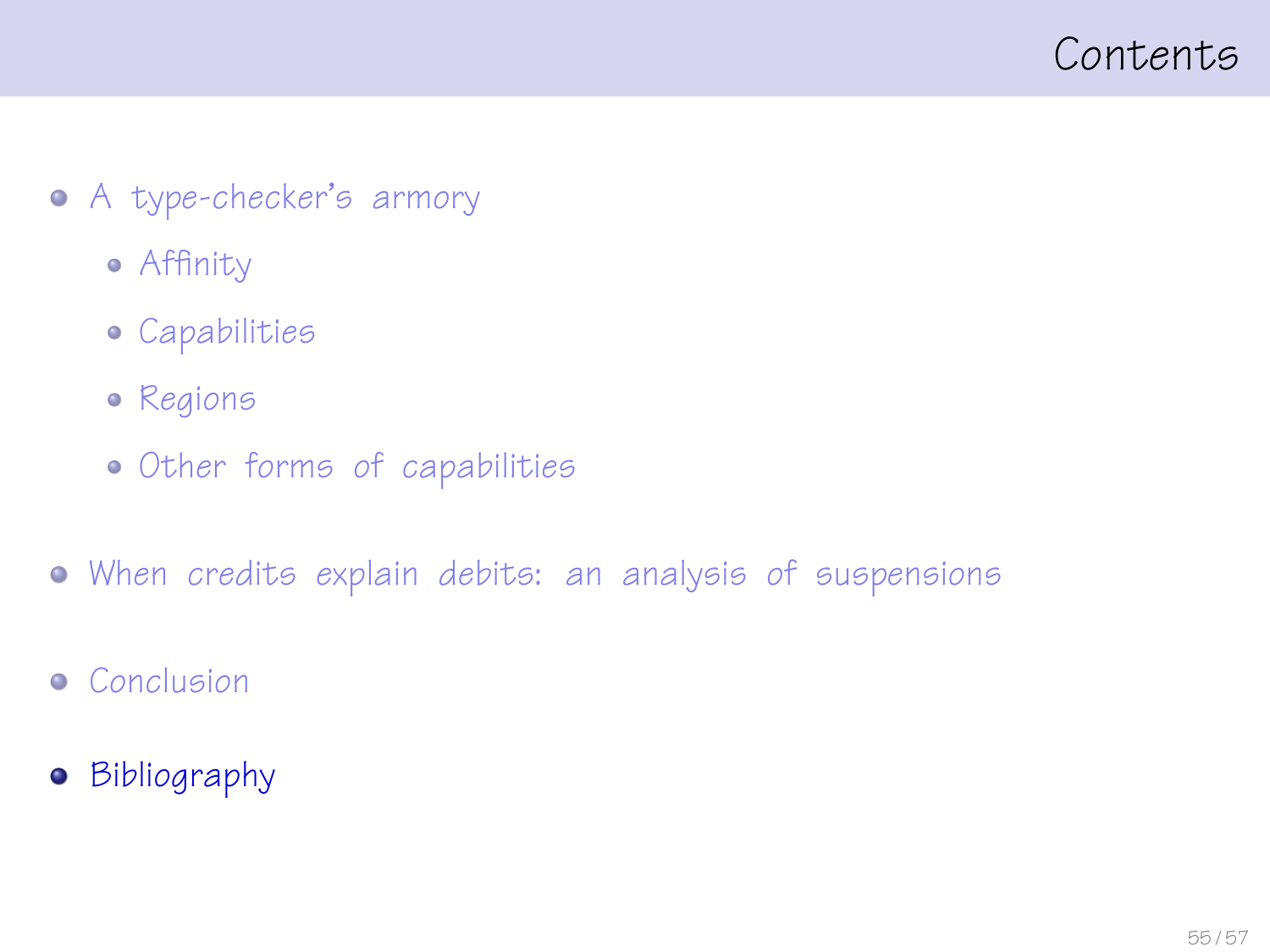# Contents

- A type-checker's armory
  - Affinity
  - Capabilities
  - Regions
  - Other forms of capabilities
- When credits explain debits: an analysis of suspensions
- Conclusion
- Bibliography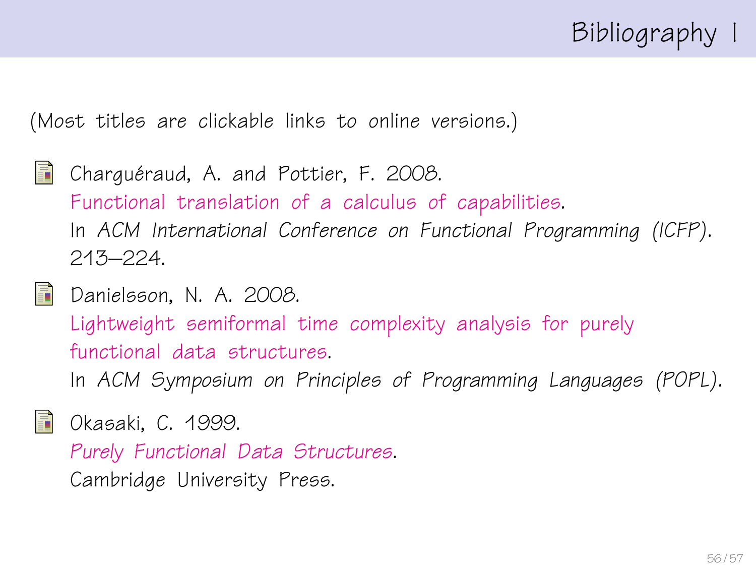# Bibliography I

(Most titles are clickable links to online versions.)

- Charguéraud, A. and Pottier, F. 2008.
  Functional translation of a calculus of capabilities.
  In *ACM International Conference on Functional Programming (ICFP)*. 213–224.

- Danielsson, N. A. 2008.
  Lightweight semiformal time complexity analysis for purely functional data structures.
  In *ACM Symposium on Principles of Programming Languages (POPL)*.

- Okasaki, C. 1999.
  *Purely Functional Data Structures*.
  Cambridge University Press.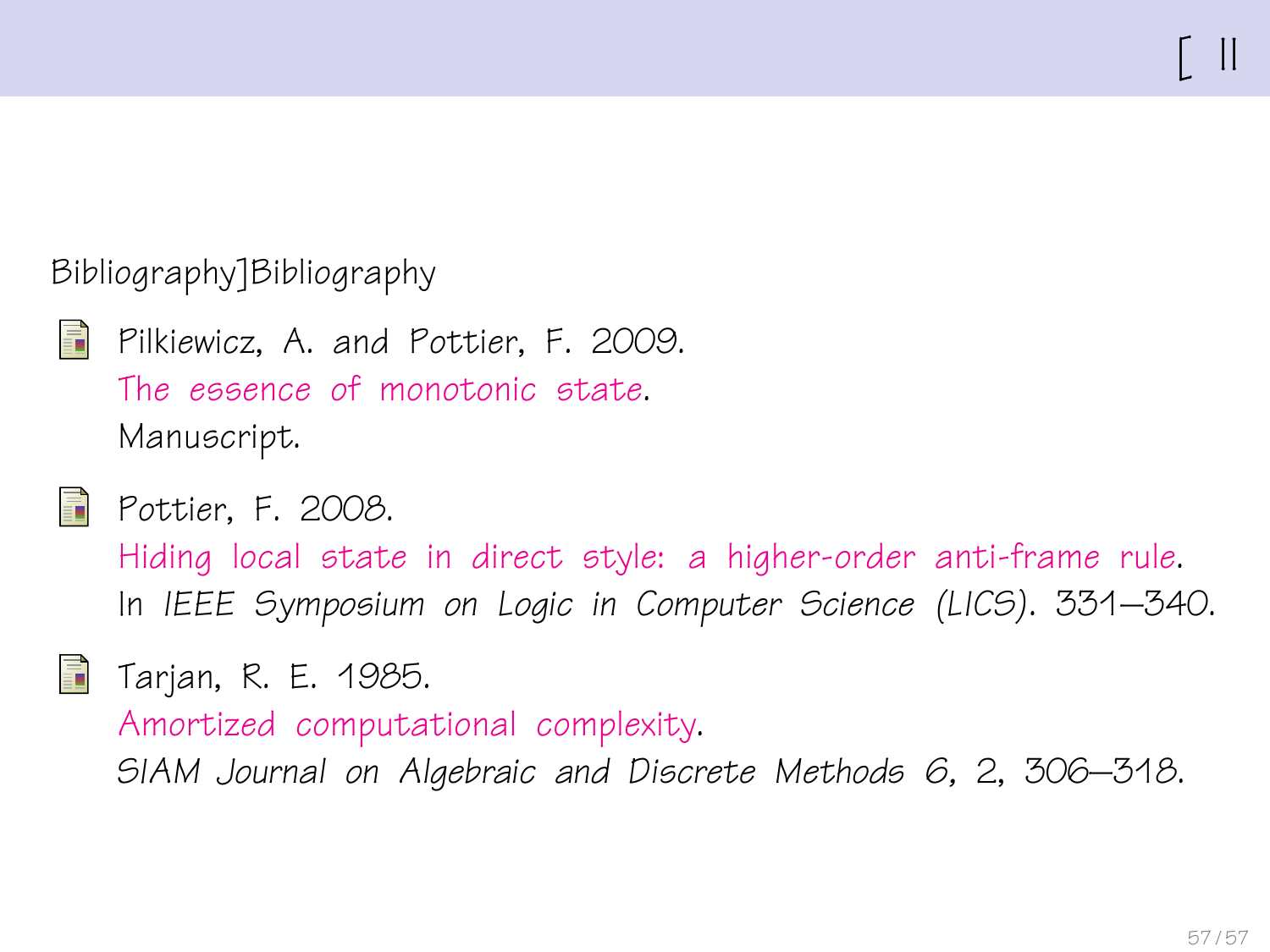[ ]

Bibliography]Bibliography

- Pilkiewicz, A. and Pottier, F. 2009.
  The essence of monotonic state.
  Manuscript.

- Pottier, F. 2008.
  Hiding local state in direct style: a higher-order anti-frame rule.
  In *IEEE Symposium on Logic in Computer Science (LICS)*. 331–340.

- Tarjan, R. E. 1985.
  Amortized computational complexity.
  *SIAM Journal on Algebraic and Discrete Methods 6*, 2, 306–318.